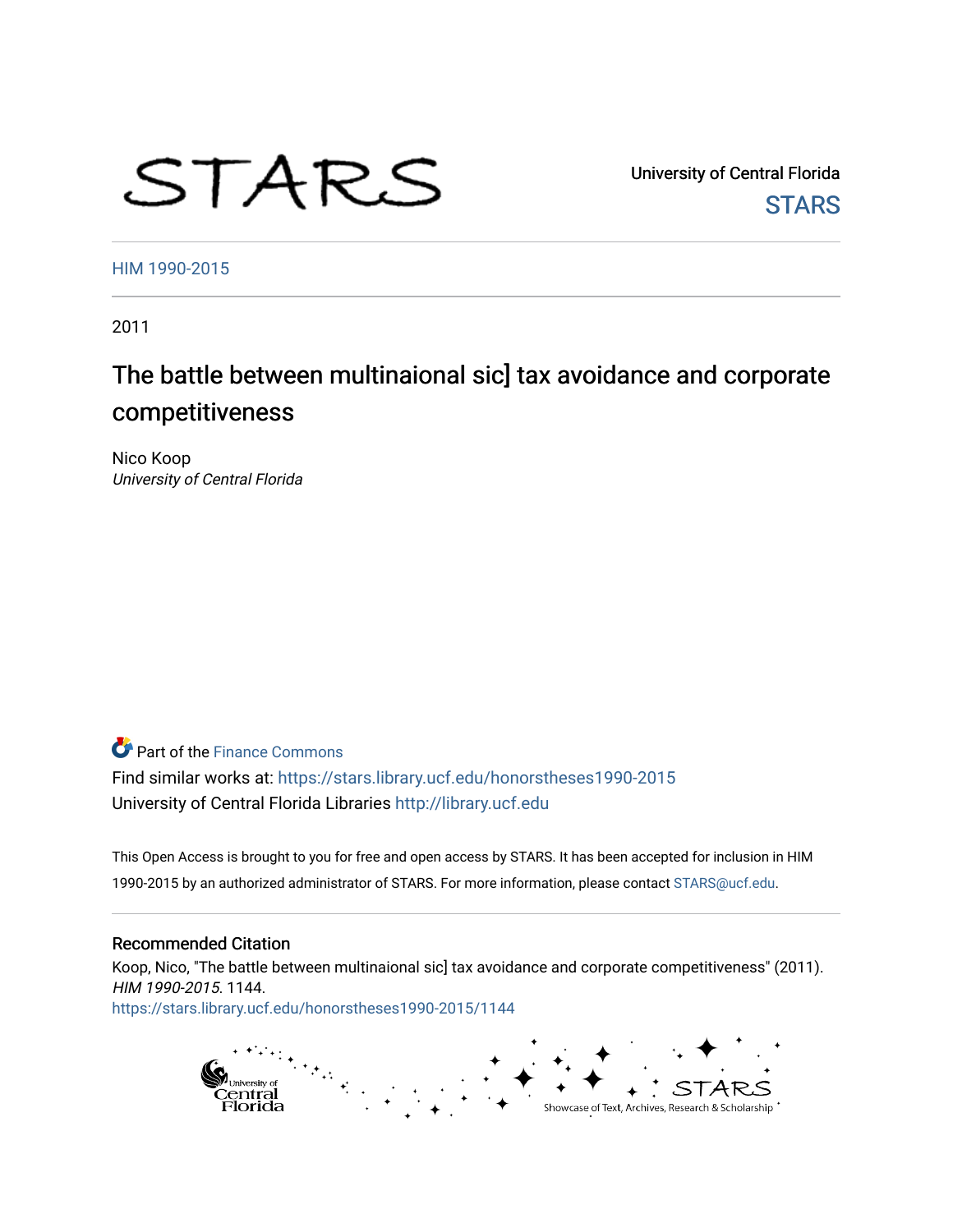STARS

University of Central Florida
STARS

HIM 1990-2015

2011

# The battle between multinaional sic] tax avoidance and corporate competitiveness

Nico Koop
*University of Central Florida*

Part of the Finance Commons

Find similar works at: https://stars.library.ucf.edu/honorstheses1990-2015
University of Central Florida Libraries http://library.ucf.edu

This Open Access is brought to you for free and open access by STARS. It has been accepted for inclusion in HIM 1990-2015 by an authorized administrator of STARS. For more information, please contact STARS@ucf.edu.

## Recommended Citation

Koop, Nico, "The battle between multinaional sic] tax avoidance and corporate competitiveness" (2011). *HIM 1990-2015*. 1144.
https://stars.library.ucf.edu/honorstheses1990-2015/1144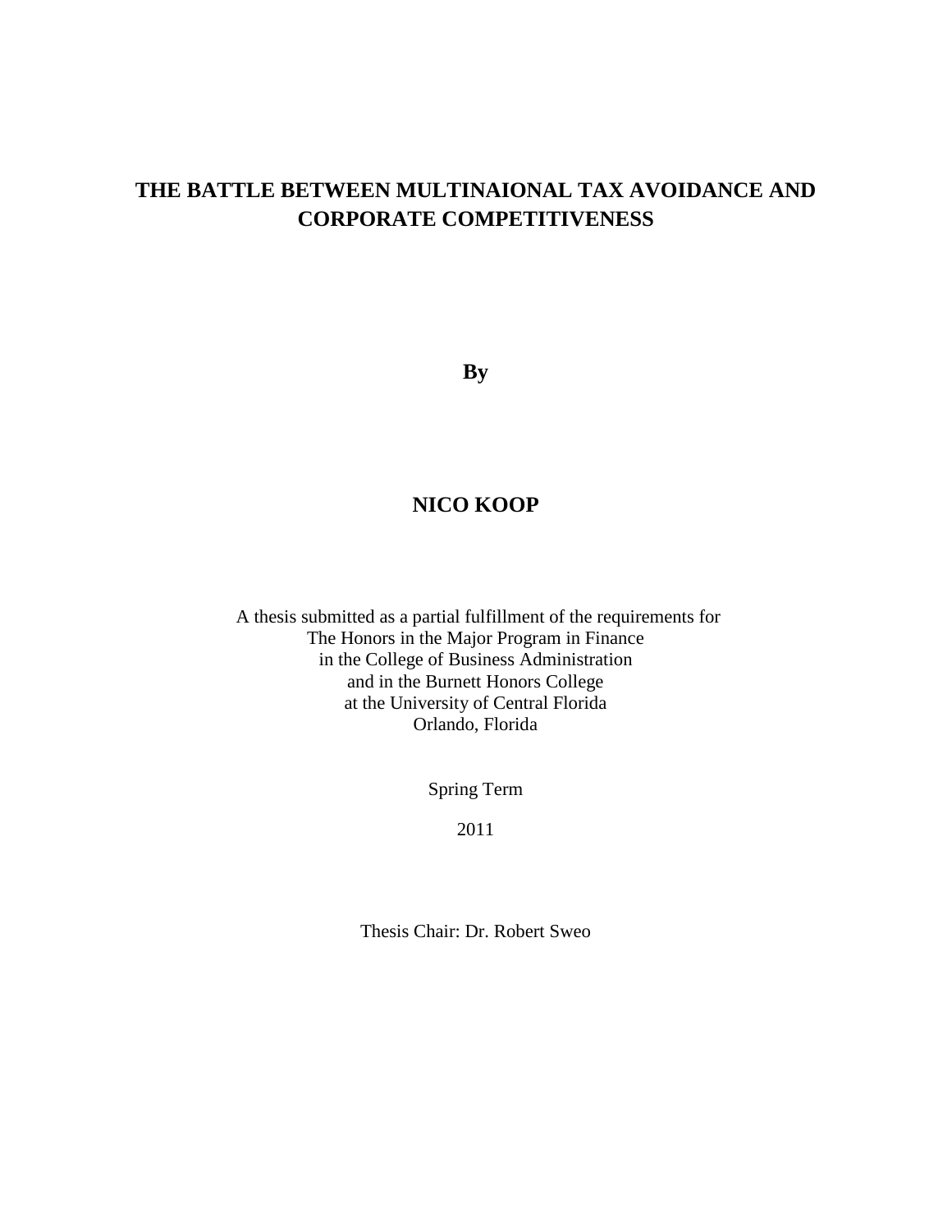# THE BATTLE BETWEEN MULTINAIONAL TAX AVOIDANCE AND CORPORATE COMPETITIVENESS

**By**

**NICO KOOP**

A thesis submitted as a partial fulfillment of the requirements for
The Honors in the Major Program in Finance
in the College of Business Administration
and in the Burnett Honors College
at the University of Central Florida
Orlando, Florida

Spring Term

2011

Thesis Chair: Dr. Robert Sweo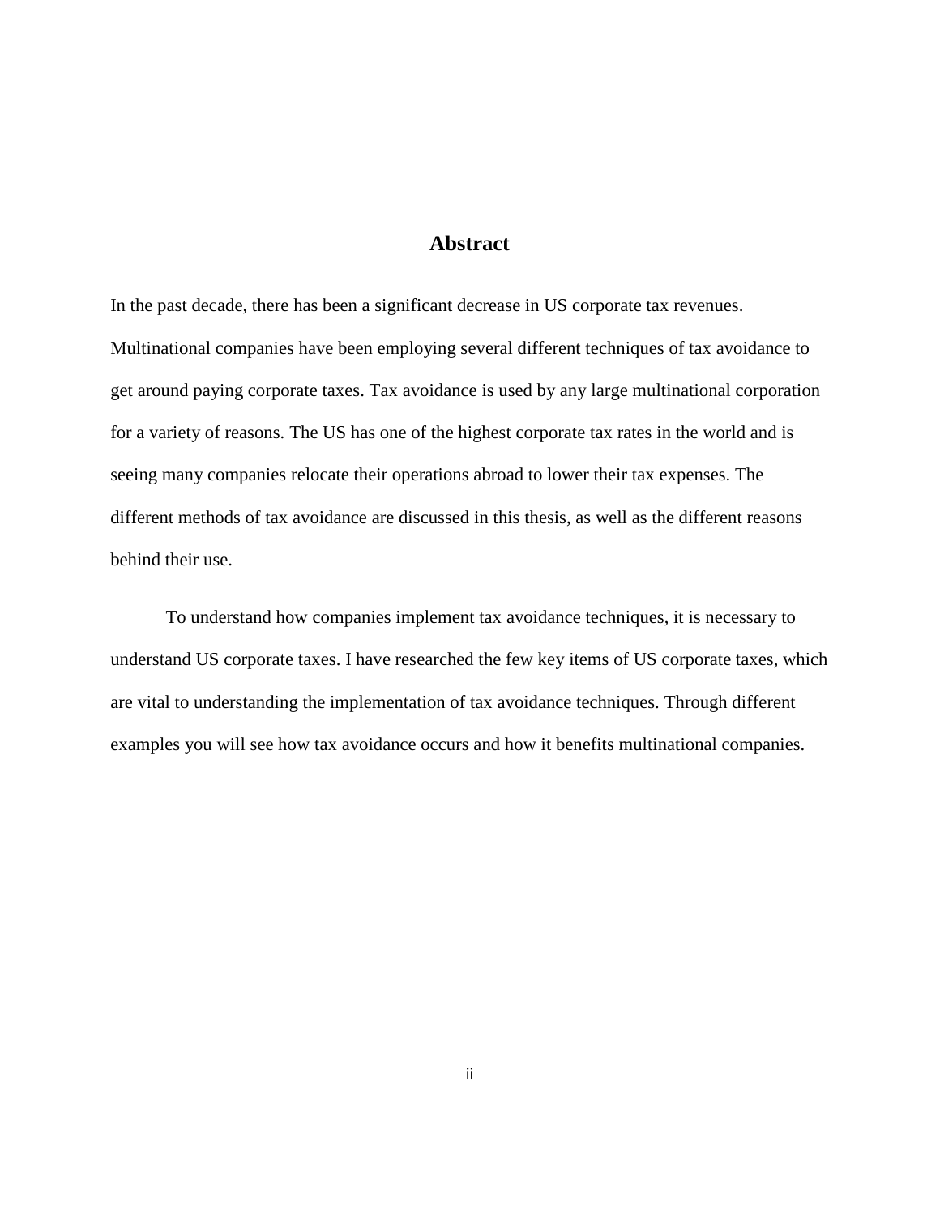# Abstract

In the past decade, there has been a significant decrease in US corporate tax revenues. Multinational companies have been employing several different techniques of tax avoidance to get around paying corporate taxes. Tax avoidance is used by any large multinational corporation for a variety of reasons. The US has one of the highest corporate tax rates in the world and is seeing many companies relocate their operations abroad to lower their tax expenses. The different methods of tax avoidance are discussed in this thesis, as well as the different reasons behind their use.

To understand how companies implement tax avoidance techniques, it is necessary to understand US corporate taxes. I have researched the few key items of US corporate taxes, which are vital to understanding the implementation of tax avoidance techniques. Through different examples you will see how tax avoidance occurs and how it benefits multinational companies.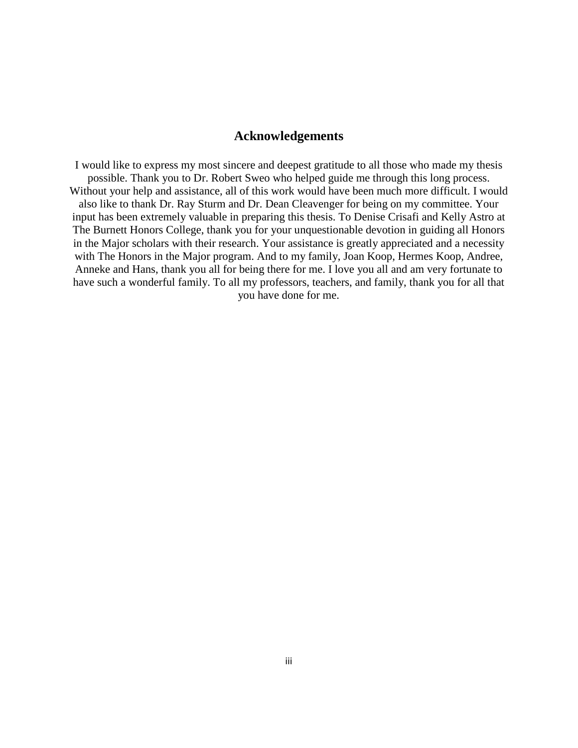## Acknowledgements

I would like to express my most sincere and deepest gratitude to all those who made my thesis possible. Thank you to Dr. Robert Sweo who helped guide me through this long process. Without your help and assistance, all of this work would have been much more difficult. I would also like to thank Dr. Ray Sturm and Dr. Dean Cleavenger for being on my committee. Your input has been extremely valuable in preparing this thesis. To Denise Crisafi and Kelly Astro at The Burnett Honors College, thank you for your unquestionable devotion in guiding all Honors in the Major scholars with their research. Your assistance is greatly appreciated and a necessity with The Honors in the Major program. And to my family, Joan Koop, Hermes Koop, Andree, Anneke and Hans, thank you all for being there for me. I love you all and am very fortunate to have such a wonderful family. To all my professors, teachers, and family, thank you for all that you have done for me.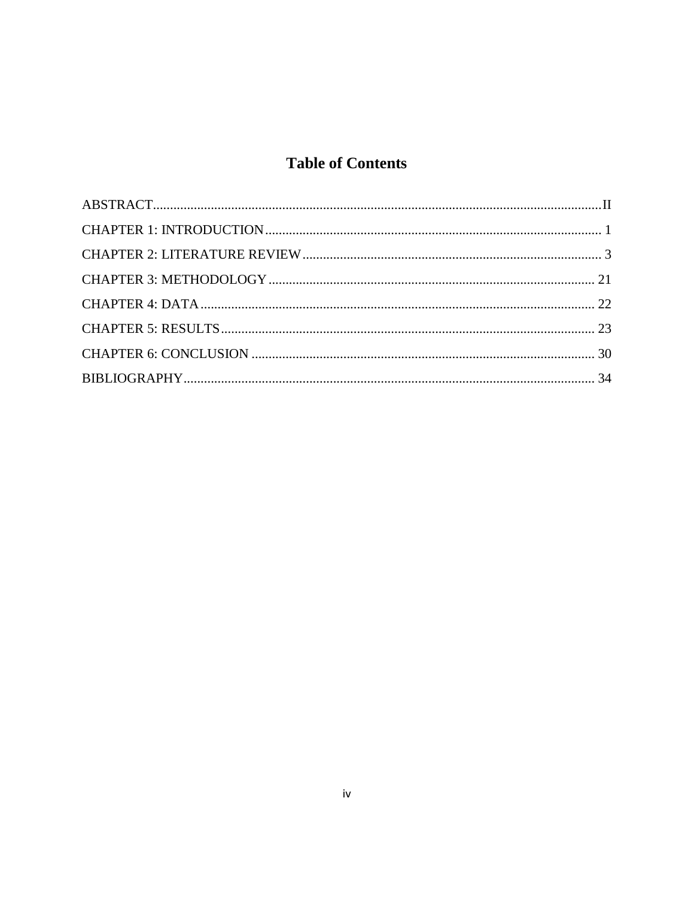# Table of Contents

ABSTRACT....................................................................................................................................II

CHAPTER 1: INTRODUCTION................................................................................................... 1

CHAPTER 2: LITERATURE REVIEW........................................................................................ 3

CHAPTER 3: METHODOLOGY ................................................................................................ 21

CHAPTER 4: DATA.................................................................................................................... 22

CHAPTER 5: RESULTS.............................................................................................................. 23

CHAPTER 6: CONCLUSION ..................................................................................................... 30

BIBLIOGRAPHY......................................................................................................................... 34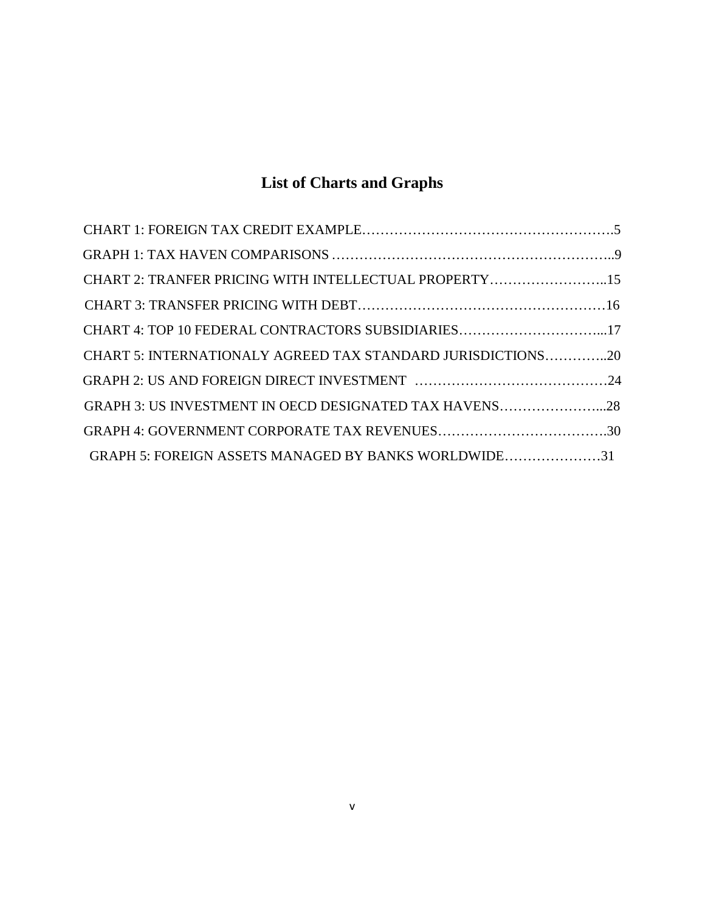# List of Charts and Graphs

CHART 1: FOREIGN TAX CREDIT EXAMPLE……………………………………………….5

GRAPH 1: TAX HAVEN COMPARISONS …………………………………………………...9

CHART 2: TRANFER PRICING WITH INTELLECTUAL PROPERTY……………………..15

CHART 3: TRANSFER PRICING WITH DEBT………………………………………………16

CHART 4: TOP 10 FEDERAL CONTRACTORS SUBSIDIARIES…………………………...17

CHART 5: INTERNATIONALY AGREED TAX STANDARD JURISDICTIONS…………..20

GRAPH 2: US AND FOREIGN DIRECT INVESTMENT ……………………………………24

GRAPH 3: US INVESTMENT IN OECD DESIGNATED TAX HAVENS…………………...28

GRAPH 4: GOVERNMENT CORPORATE TAX REVENUES……………………………….30

GRAPH 5: FOREIGN ASSETS MANAGED BY BANKS WORLDWIDE…………………31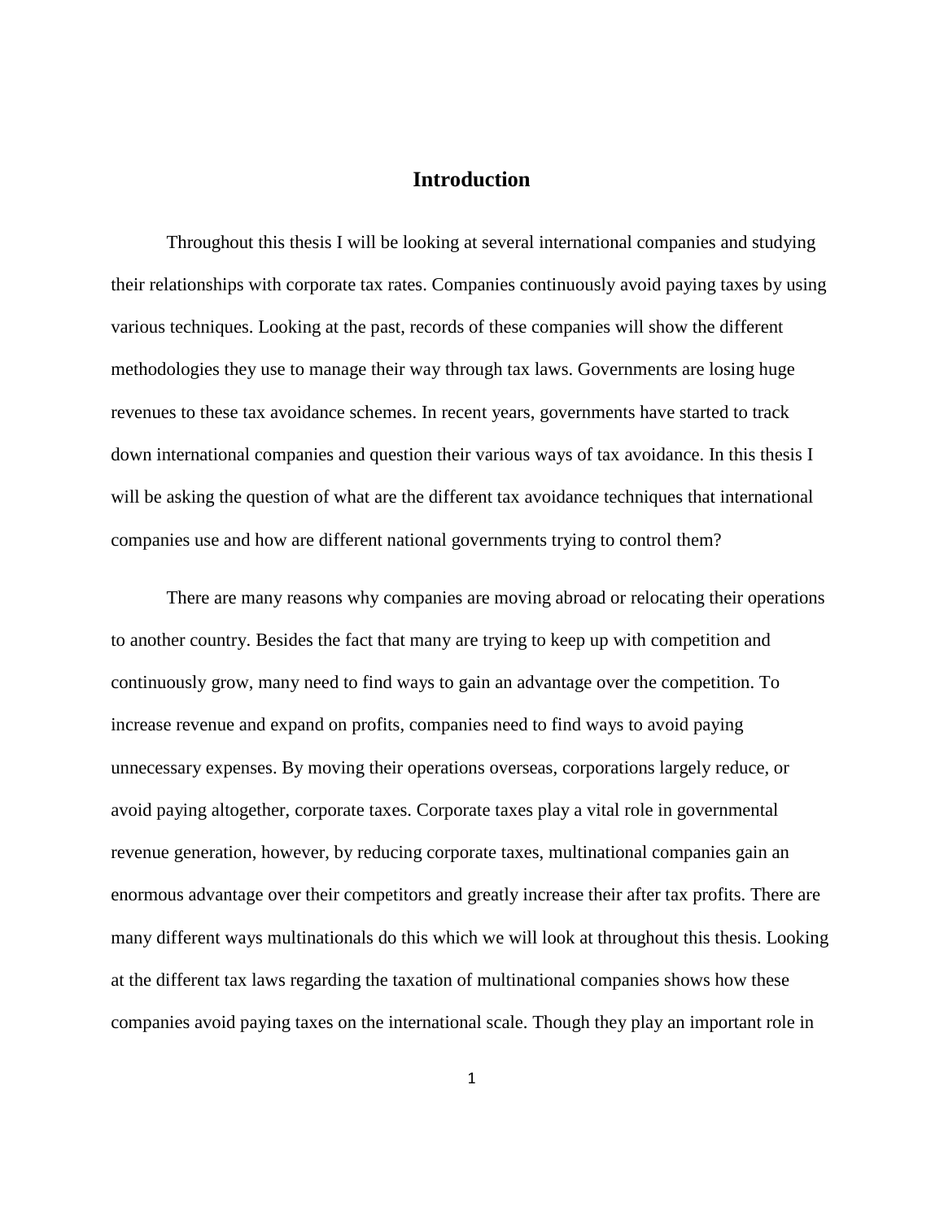# Introduction

Throughout this thesis I will be looking at several international companies and studying their relationships with corporate tax rates. Companies continuously avoid paying taxes by using various techniques. Looking at the past, records of these companies will show the different methodologies they use to manage their way through tax laws. Governments are losing huge revenues to these tax avoidance schemes. In recent years, governments have started to track down international companies and question their various ways of tax avoidance. In this thesis I will be asking the question of what are the different tax avoidance techniques that international companies use and how are different national governments trying to control them?

There are many reasons why companies are moving abroad or relocating their operations to another country. Besides the fact that many are trying to keep up with competition and continuously grow, many need to find ways to gain an advantage over the competition. To increase revenue and expand on profits, companies need to find ways to avoid paying unnecessary expenses. By moving their operations overseas, corporations largely reduce, or avoid paying altogether, corporate taxes. Corporate taxes play a vital role in governmental revenue generation, however, by reducing corporate taxes, multinational companies gain an enormous advantage over their competitors and greatly increase their after tax profits. There are many different ways multinationals do this which we will look at throughout this thesis. Looking at the different tax laws regarding the taxation of multinational companies shows how these companies avoid paying taxes on the international scale. Though they play an important role in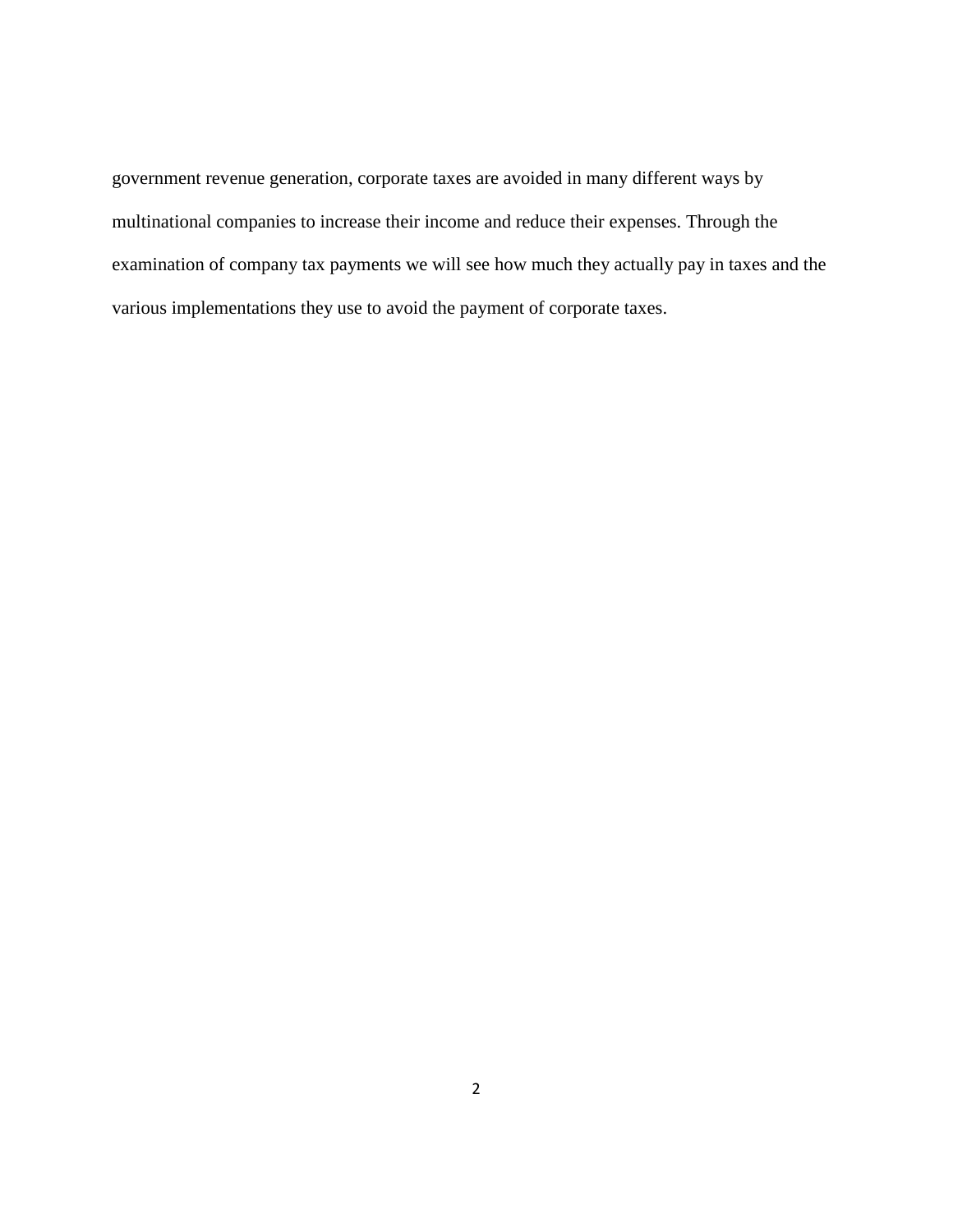government revenue generation, corporate taxes are avoided in many different ways by multinational companies to increase their income and reduce their expenses. Through the examination of company tax payments we will see how much they actually pay in taxes and the various implementations they use to avoid the payment of corporate taxes.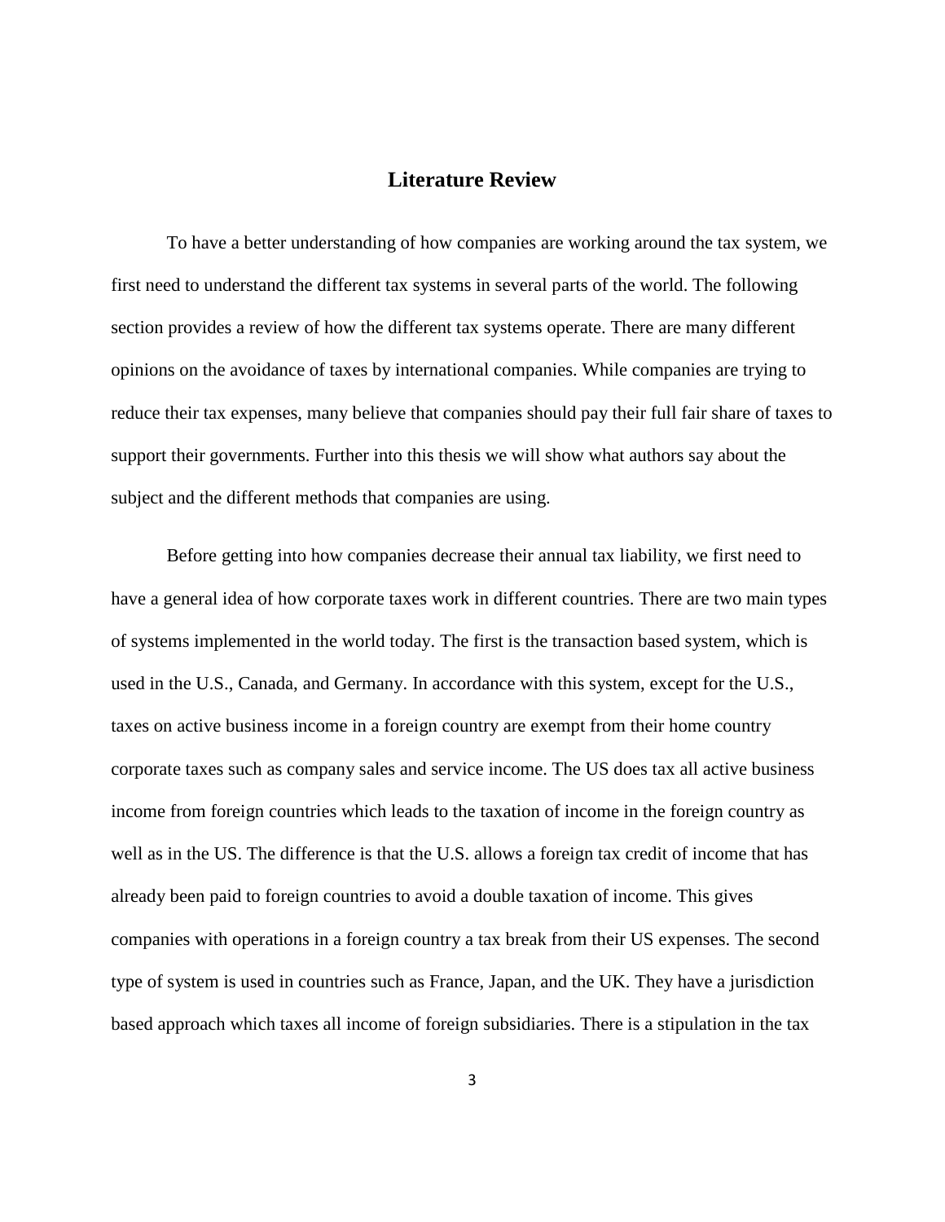## Literature Review

To have a better understanding of how companies are working around the tax system, we first need to understand the different tax systems in several parts of the world. The following section provides a review of how the different tax systems operate. There are many different opinions on the avoidance of taxes by international companies. While companies are trying to reduce their tax expenses, many believe that companies should pay their full fair share of taxes to support their governments. Further into this thesis we will show what authors say about the subject and the different methods that companies are using.

Before getting into how companies decrease their annual tax liability, we first need to have a general idea of how corporate taxes work in different countries. There are two main types of systems implemented in the world today. The first is the transaction based system, which is used in the U.S., Canada, and Germany. In accordance with this system, except for the U.S., taxes on active business income in a foreign country are exempt from their home country corporate taxes such as company sales and service income. The US does tax all active business income from foreign countries which leads to the taxation of income in the foreign country as well as in the US. The difference is that the U.S. allows a foreign tax credit of income that has already been paid to foreign countries to avoid a double taxation of income. This gives companies with operations in a foreign country a tax break from their US expenses. The second type of system is used in countries such as France, Japan, and the UK. They have a jurisdiction based approach which taxes all income of foreign subsidiaries. There is a stipulation in the tax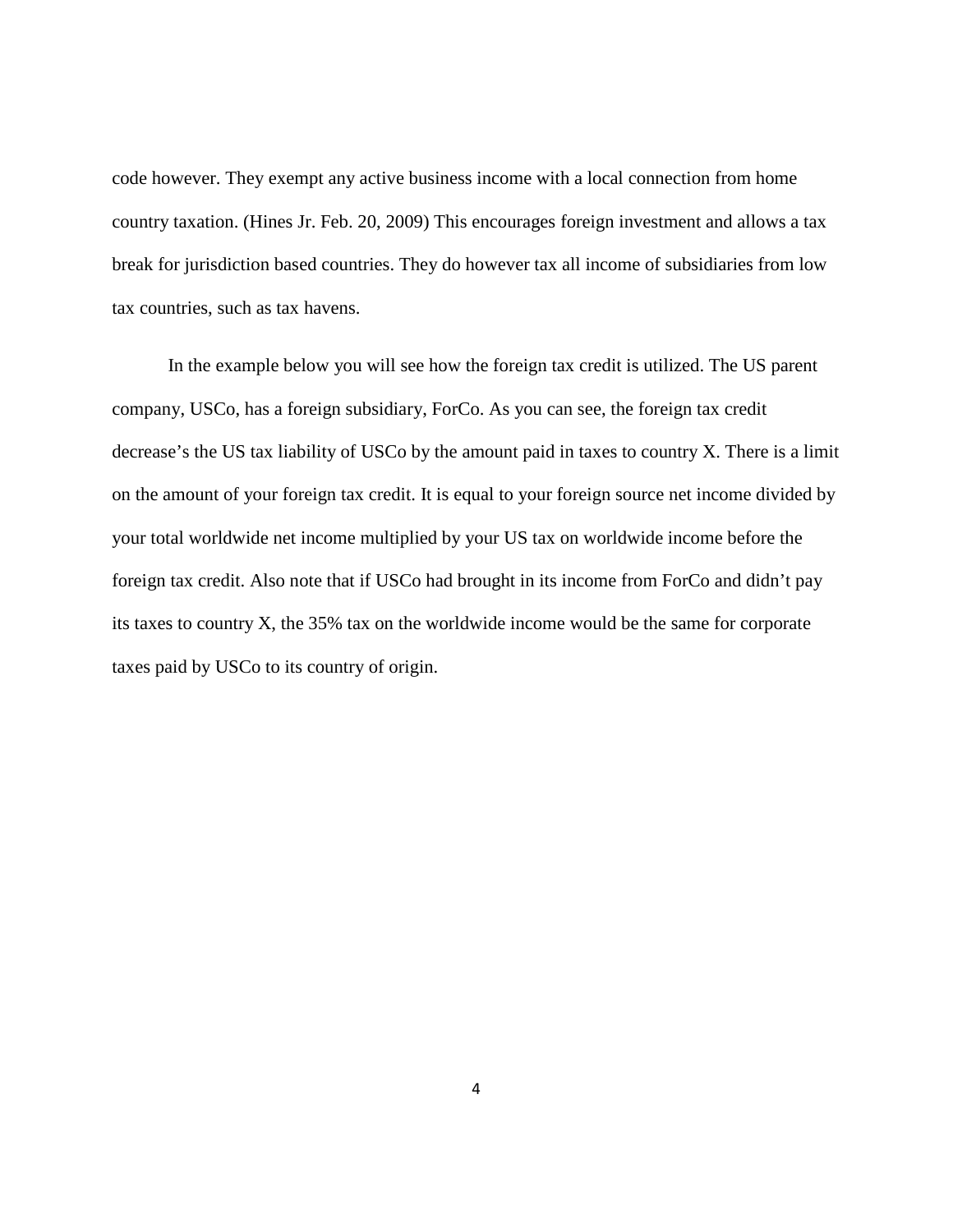code however. They exempt any active business income with a local connection from home country taxation. (Hines Jr. Feb. 20, 2009) This encourages foreign investment and allows a tax break for jurisdiction based countries. They do however tax all income of subsidiaries from low tax countries, such as tax havens.

In the example below you will see how the foreign tax credit is utilized. The US parent company, USCo, has a foreign subsidiary, ForCo. As you can see, the foreign tax credit decrease's the US tax liability of USCo by the amount paid in taxes to country X. There is a limit on the amount of your foreign tax credit. It is equal to your foreign source net income divided by your total worldwide net income multiplied by your US tax on worldwide income before the foreign tax credit. Also note that if USCo had brought in its income from ForCo and didn't pay its taxes to country X, the 35% tax on the worldwide income would be the same for corporate taxes paid by USCo to its country of origin.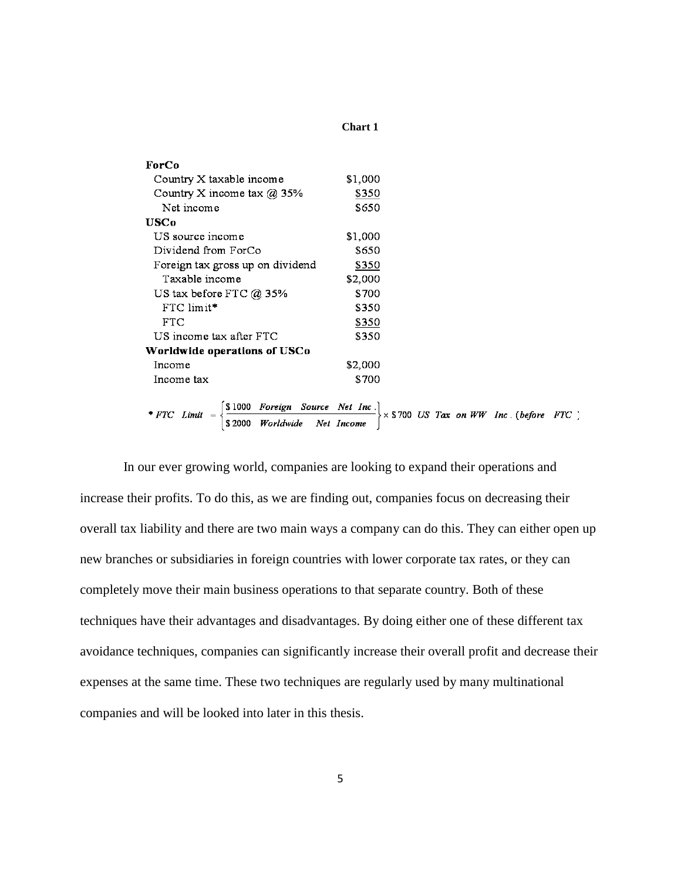**Chart 1**

| | |
|---|---|
| **ForCo** | |
| Country X taxable income | $1,000 |
| Country X income tax @ 35% | $350 |
| Net income | $650 |
| **USCo** | |
| US source income | $1,000 |
| Dividend from ForCo | $650 |
| Foreign tax gross up on dividend | $350 |
| Taxable income | $2,000 |
| US tax before FTC @ 35% | $700 |
| FTC limit* | $350 |
| FTC | $350 |
| US income tax after FTC | $350 |
| **Worldwide operations of USCo** | |
| Income | $2,000 |
| Income tax | $700 |

$$* \, FTC \;\; Limit = \left\{ \frac{\$1000 \;\; Foreign \;\; Source \;\; Net \;\; Inc.}{\$2000 \;\; Worldwide \;\; Net \;\; Income} \right\} \times \$700 \;\; US \;\; Tax \;\; on \;\; WW \;\; Inc.\,(before \;\; FTC)$$

In our ever growing world, companies are looking to expand their operations and increase their profits. To do this, as we are finding out, companies focus on decreasing their overall tax liability and there are two main ways a company can do this. They can either open up new branches or subsidiaries in foreign countries with lower corporate tax rates, or they can completely move their main business operations to that separate country. Both of these techniques have their advantages and disadvantages. By doing either one of these different tax avoidance techniques, companies can significantly increase their overall profit and decrease their expenses at the same time. These two techniques are regularly used by many multinational companies and will be looked into later in this thesis.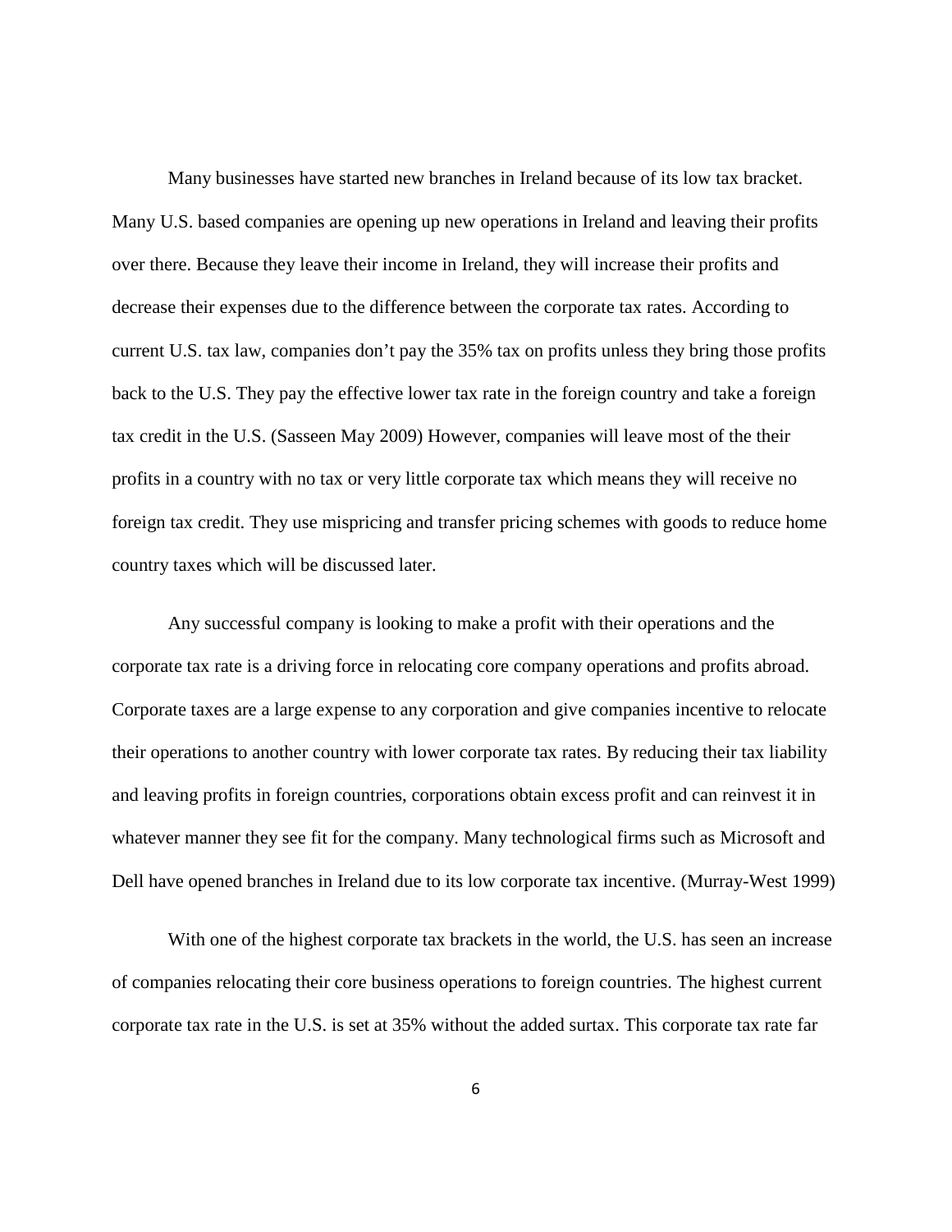Many businesses have started new branches in Ireland because of its low tax bracket. Many U.S. based companies are opening up new operations in Ireland and leaving their profits over there. Because they leave their income in Ireland, they will increase their profits and decrease their expenses due to the difference between the corporate tax rates. According to current U.S. tax law, companies don't pay the 35% tax on profits unless they bring those profits back to the U.S. They pay the effective lower tax rate in the foreign country and take a foreign tax credit in the U.S. (Sasseen May 2009) However, companies will leave most of the their profits in a country with no tax or very little corporate tax which means they will receive no foreign tax credit. They use mispricing and transfer pricing schemes with goods to reduce home country taxes which will be discussed later.

Any successful company is looking to make a profit with their operations and the corporate tax rate is a driving force in relocating core company operations and profits abroad. Corporate taxes are a large expense to any corporation and give companies incentive to relocate their operations to another country with lower corporate tax rates. By reducing their tax liability and leaving profits in foreign countries, corporations obtain excess profit and can reinvest it in whatever manner they see fit for the company. Many technological firms such as Microsoft and Dell have opened branches in Ireland due to its low corporate tax incentive. (Murray-West 1999)

With one of the highest corporate tax brackets in the world, the U.S. has seen an increase of companies relocating their core business operations to foreign countries. The highest current corporate tax rate in the U.S. is set at 35% without the added surtax. This corporate tax rate far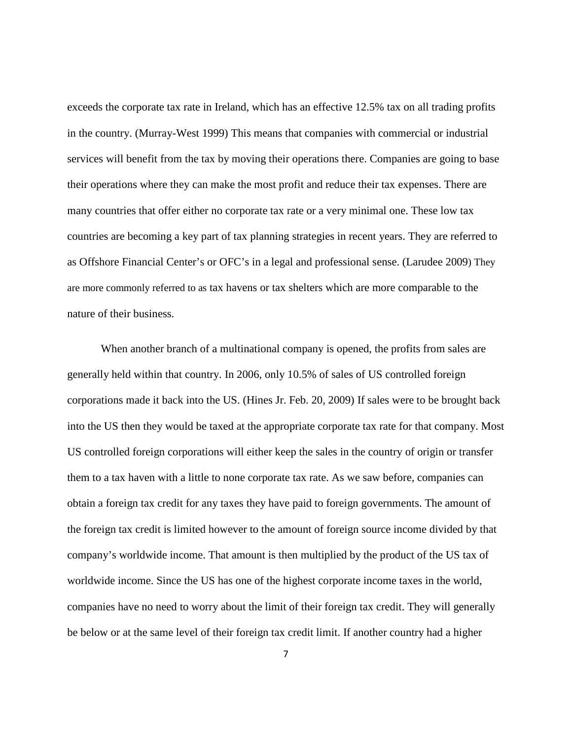exceeds the corporate tax rate in Ireland, which has an effective 12.5% tax on all trading profits in the country. (Murray-West 1999) This means that companies with commercial or industrial services will benefit from the tax by moving their operations there. Companies are going to base their operations where they can make the most profit and reduce their tax expenses. There are many countries that offer either no corporate tax rate or a very minimal one. These low tax countries are becoming a key part of tax planning strategies in recent years. They are referred to as Offshore Financial Center's or OFC's in a legal and professional sense. (Larudee 2009) They are more commonly referred to as tax havens or tax shelters which are more comparable to the nature of their business.

When another branch of a multinational company is opened, the profits from sales are generally held within that country. In 2006, only 10.5% of sales of US controlled foreign corporations made it back into the US. (Hines Jr. Feb. 20, 2009) If sales were to be brought back into the US then they would be taxed at the appropriate corporate tax rate for that company. Most US controlled foreign corporations will either keep the sales in the country of origin or transfer them to a tax haven with a little to none corporate tax rate. As we saw before, companies can obtain a foreign tax credit for any taxes they have paid to foreign governments. The amount of the foreign tax credit is limited however to the amount of foreign source income divided by that company's worldwide income. That amount is then multiplied by the product of the US tax of worldwide income. Since the US has one of the highest corporate income taxes in the world, companies have no need to worry about the limit of their foreign tax credit. They will generally be below or at the same level of their foreign tax credit limit. If another country had a higher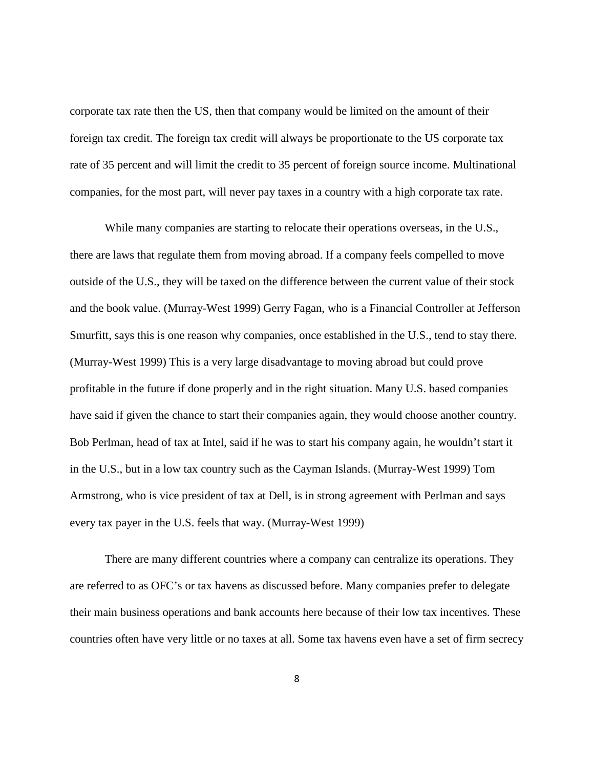corporate tax rate then the US, then that company would be limited on the amount of their foreign tax credit. The foreign tax credit will always be proportionate to the US corporate tax rate of 35 percent and will limit the credit to 35 percent of foreign source income. Multinational companies, for the most part, will never pay taxes in a country with a high corporate tax rate.

While many companies are starting to relocate their operations overseas, in the U.S., there are laws that regulate them from moving abroad. If a company feels compelled to move outside of the U.S., they will be taxed on the difference between the current value of their stock and the book value. (Murray-West 1999) Gerry Fagan, who is a Financial Controller at Jefferson Smurfitt, says this is one reason why companies, once established in the U.S., tend to stay there. (Murray-West 1999) This is a very large disadvantage to moving abroad but could prove profitable in the future if done properly and in the right situation. Many U.S. based companies have said if given the chance to start their companies again, they would choose another country. Bob Perlman, head of tax at Intel, said if he was to start his company again, he wouldn't start it in the U.S., but in a low tax country such as the Cayman Islands. (Murray-West 1999) Tom Armstrong, who is vice president of tax at Dell, is in strong agreement with Perlman and says every tax payer in the U.S. feels that way. (Murray-West 1999)

There are many different countries where a company can centralize its operations. They are referred to as OFC's or tax havens as discussed before. Many companies prefer to delegate their main business operations and bank accounts here because of their low tax incentives. These countries often have very little or no taxes at all. Some tax havens even have a set of firm secrecy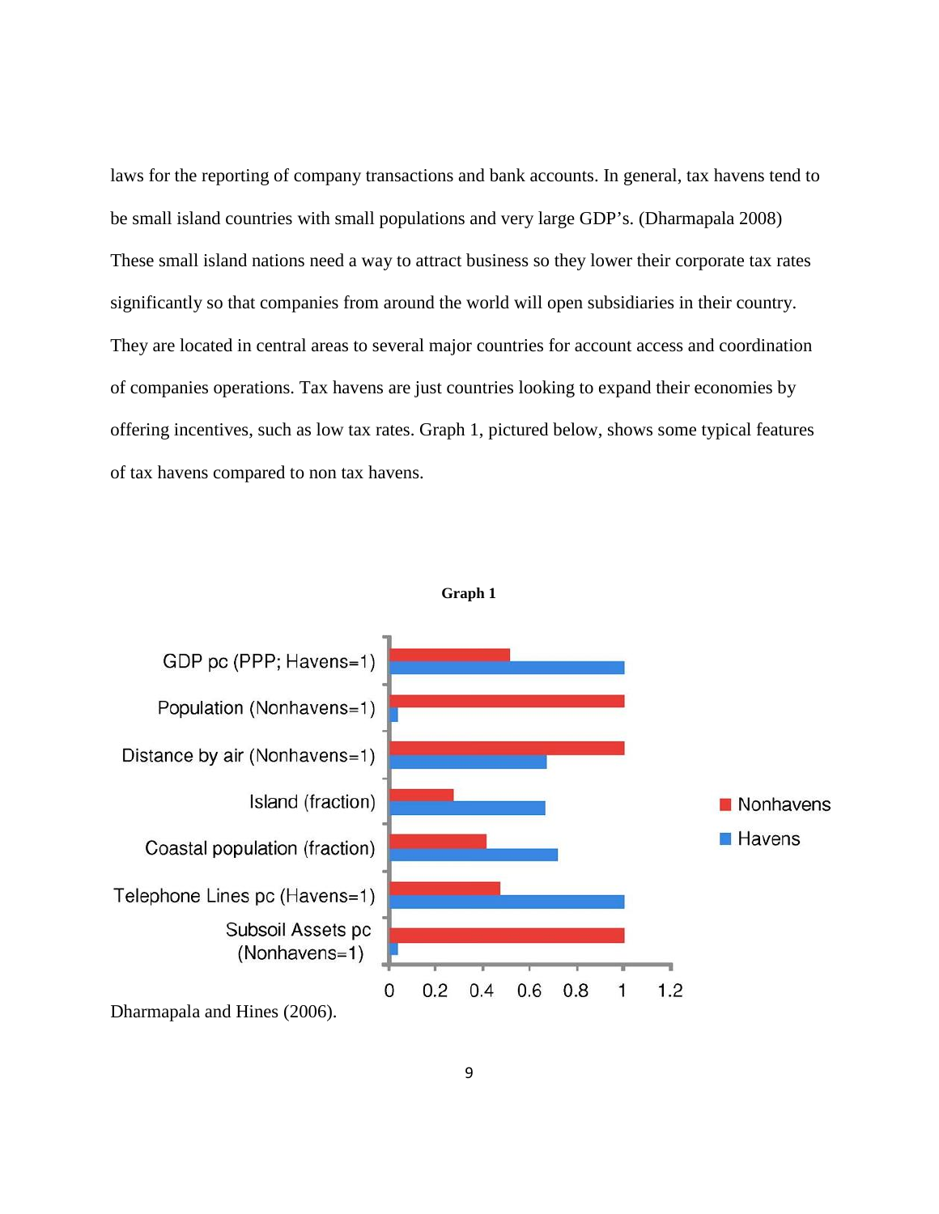laws for the reporting of company transactions and bank accounts. In general, tax havens tend to be small island countries with small populations and very large GDP's. (Dharmapala 2008) These small island nations need a way to attract business so they lower their corporate tax rates significantly so that companies from around the world will open subsidiaries in their country. They are located in central areas to several major countries for account access and coordination of companies operations. Tax havens are just countries looking to expand their economies by offering incentives, such as low tax rates. Graph 1, pictured below, shows some typical features of tax havens compared to non tax havens.

**Graph 1**

Dharmapala and Hines (2006).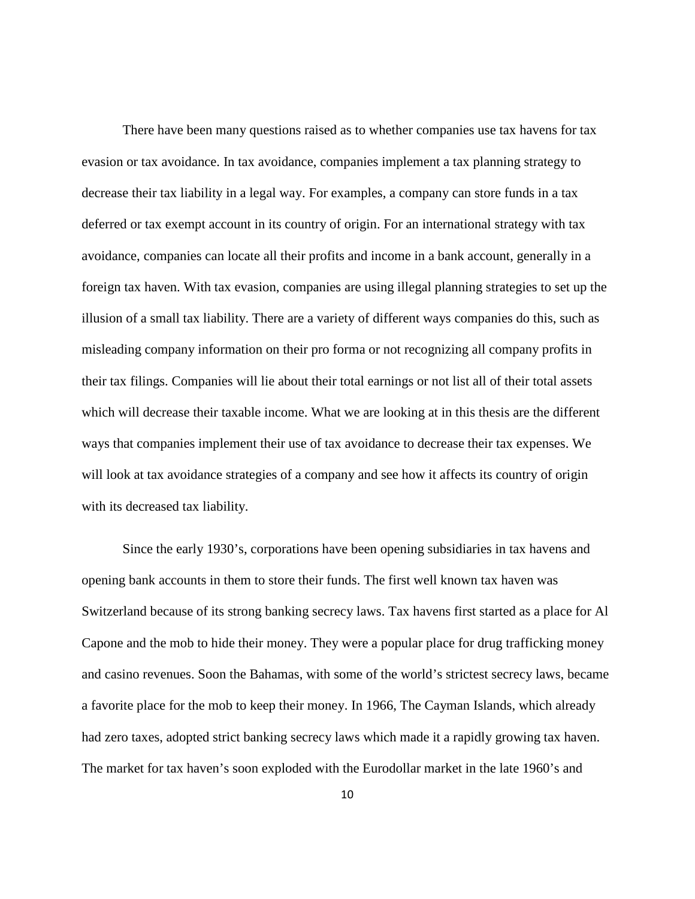There have been many questions raised as to whether companies use tax havens for tax evasion or tax avoidance. In tax avoidance, companies implement a tax planning strategy to decrease their tax liability in a legal way. For examples, a company can store funds in a tax deferred or tax exempt account in its country of origin. For an international strategy with tax avoidance, companies can locate all their profits and income in a bank account, generally in a foreign tax haven. With tax evasion, companies are using illegal planning strategies to set up the illusion of a small tax liability. There are a variety of different ways companies do this, such as misleading company information on their pro forma or not recognizing all company profits in their tax filings. Companies will lie about their total earnings or not list all of their total assets which will decrease their taxable income. What we are looking at in this thesis are the different ways that companies implement their use of tax avoidance to decrease their tax expenses. We will look at tax avoidance strategies of a company and see how it affects its country of origin with its decreased tax liability.

Since the early 1930's, corporations have been opening subsidiaries in tax havens and opening bank accounts in them to store their funds. The first well known tax haven was Switzerland because of its strong banking secrecy laws. Tax havens first started as a place for Al Capone and the mob to hide their money. They were a popular place for drug trafficking money and casino revenues. Soon the Bahamas, with some of the world's strictest secrecy laws, became a favorite place for the mob to keep their money. In 1966, The Cayman Islands, which already had zero taxes, adopted strict banking secrecy laws which made it a rapidly growing tax haven. The market for tax haven's soon exploded with the Eurodollar market in the late 1960's and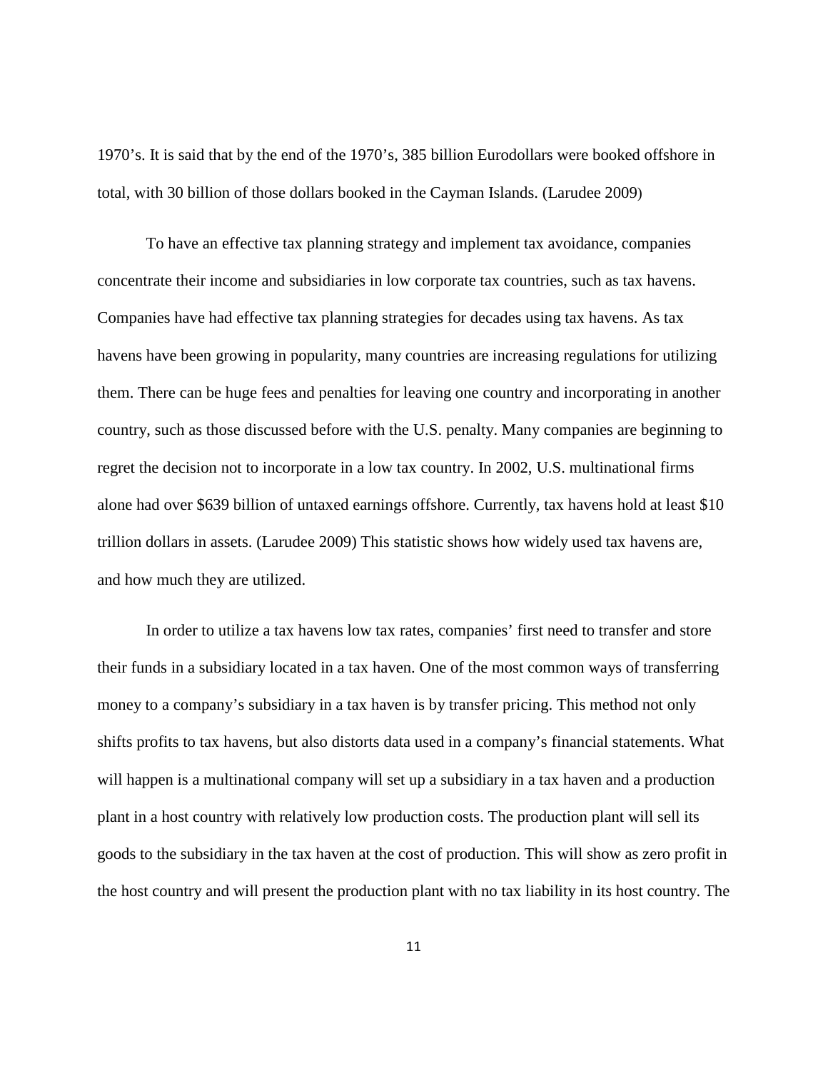1970's. It is said that by the end of the 1970's, 385 billion Eurodollars were booked offshore in total, with 30 billion of those dollars booked in the Cayman Islands. (Larudee 2009)

To have an effective tax planning strategy and implement tax avoidance, companies concentrate their income and subsidiaries in low corporate tax countries, such as tax havens. Companies have had effective tax planning strategies for decades using tax havens. As tax havens have been growing in popularity, many countries are increasing regulations for utilizing them. There can be huge fees and penalties for leaving one country and incorporating in another country, such as those discussed before with the U.S. penalty. Many companies are beginning to regret the decision not to incorporate in a low tax country. In 2002, U.S. multinational firms alone had over $639 billion of untaxed earnings offshore. Currently, tax havens hold at least $10 trillion dollars in assets. (Larudee 2009) This statistic shows how widely used tax havens are, and how much they are utilized.

In order to utilize a tax havens low tax rates, companies' first need to transfer and store their funds in a subsidiary located in a tax haven. One of the most common ways of transferring money to a company's subsidiary in a tax haven is by transfer pricing. This method not only shifts profits to tax havens, but also distorts data used in a company's financial statements. What will happen is a multinational company will set up a subsidiary in a tax haven and a production plant in a host country with relatively low production costs. The production plant will sell its goods to the subsidiary in the tax haven at the cost of production. This will show as zero profit in the host country and will present the production plant with no tax liability in its host country. The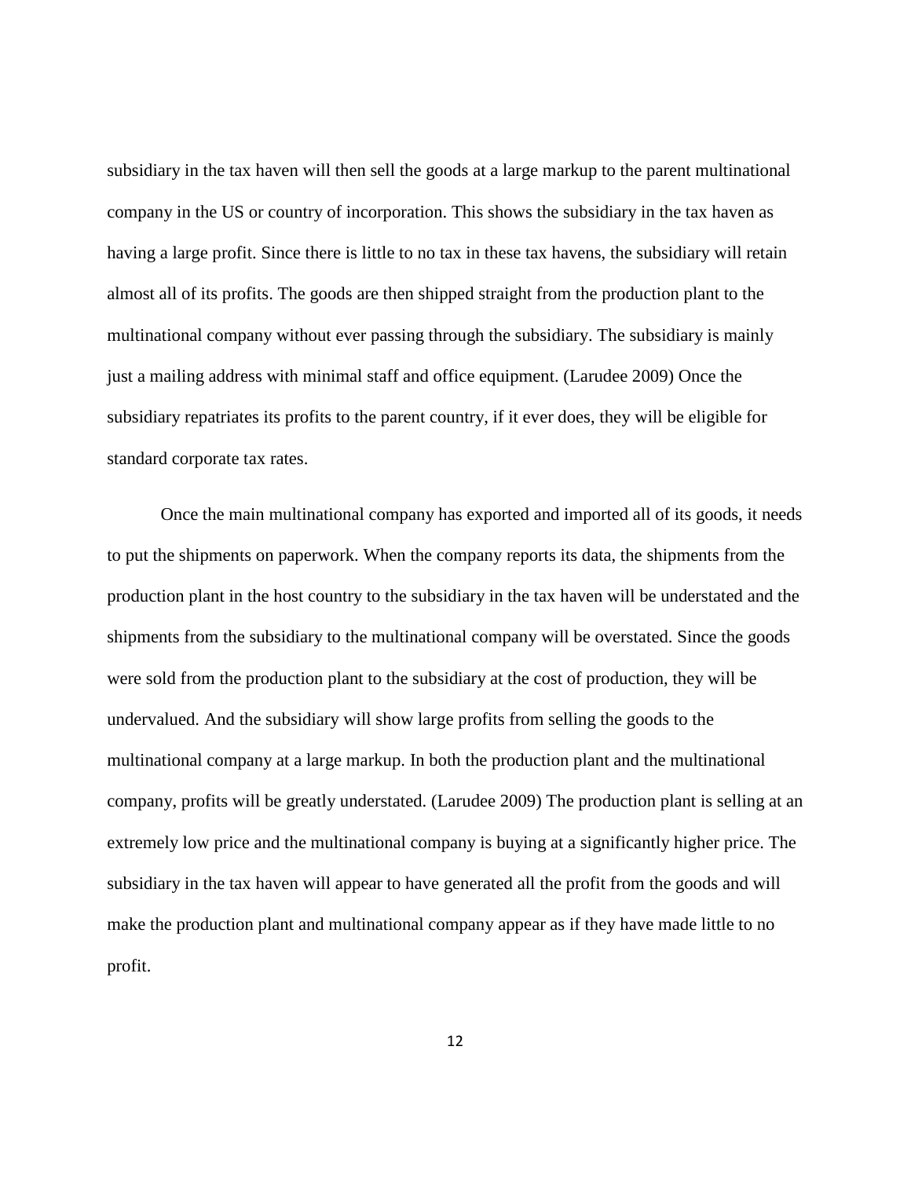subsidiary in the tax haven will then sell the goods at a large markup to the parent multinational company in the US or country of incorporation. This shows the subsidiary in the tax haven as having a large profit. Since there is little to no tax in these tax havens, the subsidiary will retain almost all of its profits. The goods are then shipped straight from the production plant to the multinational company without ever passing through the subsidiary. The subsidiary is mainly just a mailing address with minimal staff and office equipment. (Larudee 2009) Once the subsidiary repatriates its profits to the parent country, if it ever does, they will be eligible for standard corporate tax rates.

Once the main multinational company has exported and imported all of its goods, it needs to put the shipments on paperwork. When the company reports its data, the shipments from the production plant in the host country to the subsidiary in the tax haven will be understated and the shipments from the subsidiary to the multinational company will be overstated. Since the goods were sold from the production plant to the subsidiary at the cost of production, they will be undervalued. And the subsidiary will show large profits from selling the goods to the multinational company at a large markup. In both the production plant and the multinational company, profits will be greatly understated. (Larudee 2009) The production plant is selling at an extremely low price and the multinational company is buying at a significantly higher price. The subsidiary in the tax haven will appear to have generated all the profit from the goods and will make the production plant and multinational company appear as if they have made little to no profit.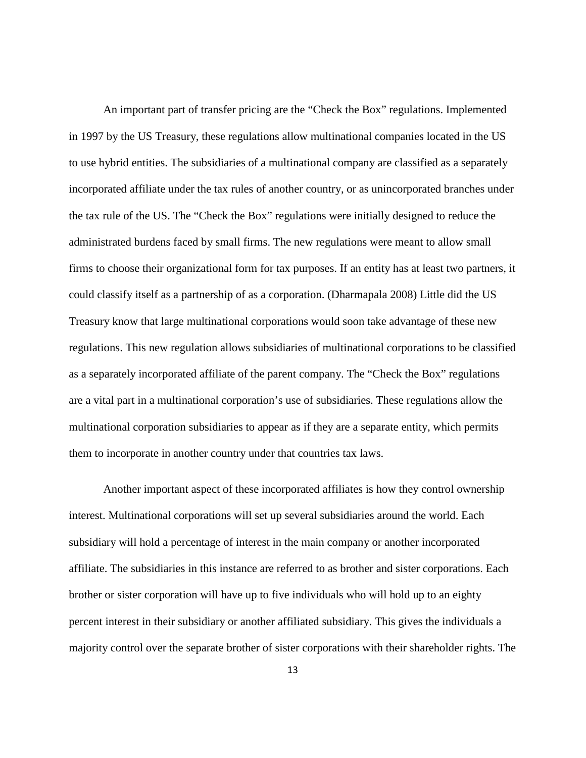An important part of transfer pricing are the "Check the Box" regulations. Implemented in 1997 by the US Treasury, these regulations allow multinational companies located in the US to use hybrid entities. The subsidiaries of a multinational company are classified as a separately incorporated affiliate under the tax rules of another country, or as unincorporated branches under the tax rule of the US. The "Check the Box" regulations were initially designed to reduce the administrated burdens faced by small firms. The new regulations were meant to allow small firms to choose their organizational form for tax purposes. If an entity has at least two partners, it could classify itself as a partnership of as a corporation. (Dharmapala 2008) Little did the US Treasury know that large multinational corporations would soon take advantage of these new regulations. This new regulation allows subsidiaries of multinational corporations to be classified as a separately incorporated affiliate of the parent company. The "Check the Box" regulations are a vital part in a multinational corporation's use of subsidiaries. These regulations allow the multinational corporation subsidiaries to appear as if they are a separate entity, which permits them to incorporate in another country under that countries tax laws.

Another important aspect of these incorporated affiliates is how they control ownership interest. Multinational corporations will set up several subsidiaries around the world. Each subsidiary will hold a percentage of interest in the main company or another incorporated affiliate. The subsidiaries in this instance are referred to as brother and sister corporations. Each brother or sister corporation will have up to five individuals who will hold up to an eighty percent interest in their subsidiary or another affiliated subsidiary. This gives the individuals a majority control over the separate brother of sister corporations with their shareholder rights. The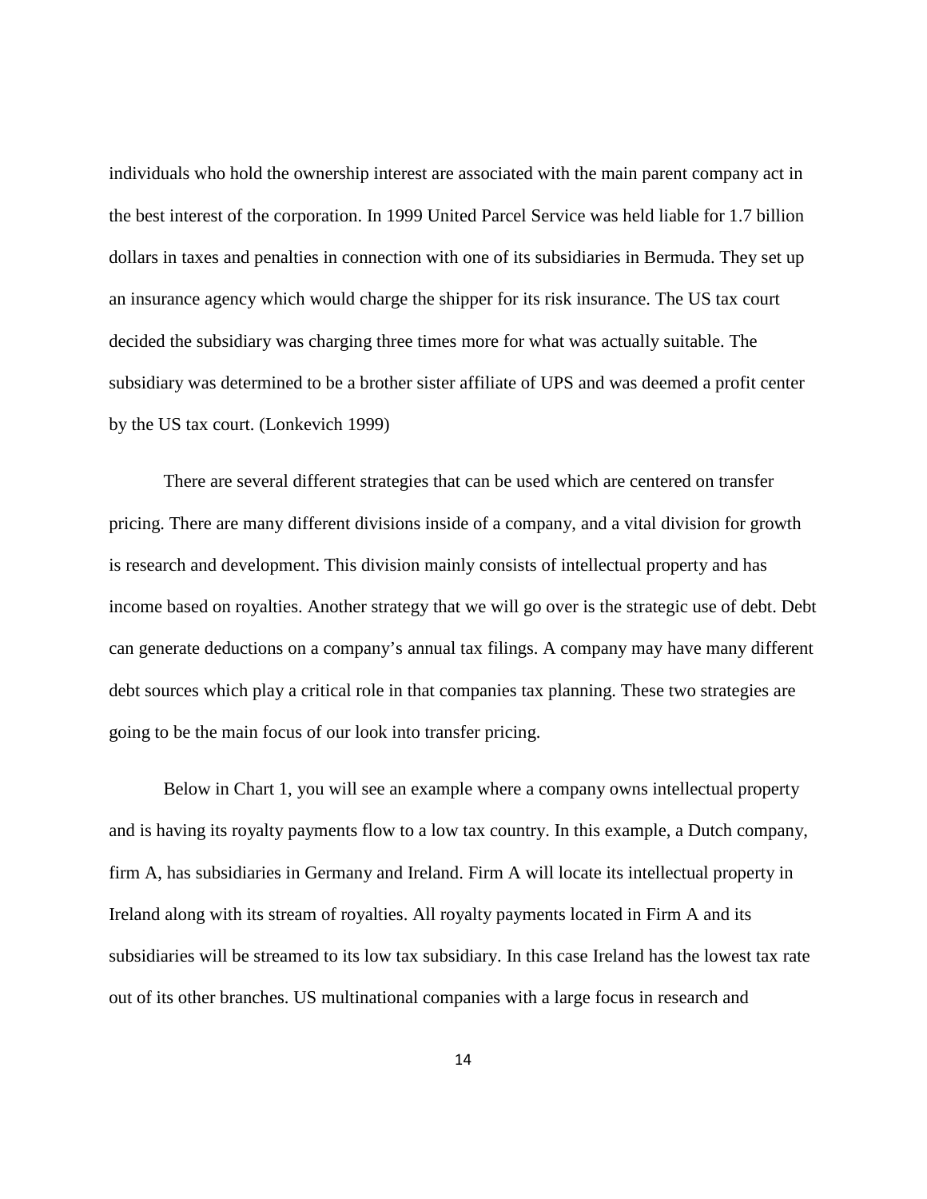individuals who hold the ownership interest are associated with the main parent company act in the best interest of the corporation. In 1999 United Parcel Service was held liable for 1.7 billion dollars in taxes and penalties in connection with one of its subsidiaries in Bermuda. They set up an insurance agency which would charge the shipper for its risk insurance. The US tax court decided the subsidiary was charging three times more for what was actually suitable. The subsidiary was determined to be a brother sister affiliate of UPS and was deemed a profit center by the US tax court. (Lonkevich 1999)

There are several different strategies that can be used which are centered on transfer pricing. There are many different divisions inside of a company, and a vital division for growth is research and development. This division mainly consists of intellectual property and has income based on royalties. Another strategy that we will go over is the strategic use of debt. Debt can generate deductions on a company's annual tax filings. A company may have many different debt sources which play a critical role in that companies tax planning. These two strategies are going to be the main focus of our look into transfer pricing.

Below in Chart 1, you will see an example where a company owns intellectual property and is having its royalty payments flow to a low tax country. In this example, a Dutch company, firm A, has subsidiaries in Germany and Ireland. Firm A will locate its intellectual property in Ireland along with its stream of royalties. All royalty payments located in Firm A and its subsidiaries will be streamed to its low tax subsidiary. In this case Ireland has the lowest tax rate out of its other branches. US multinational companies with a large focus in research and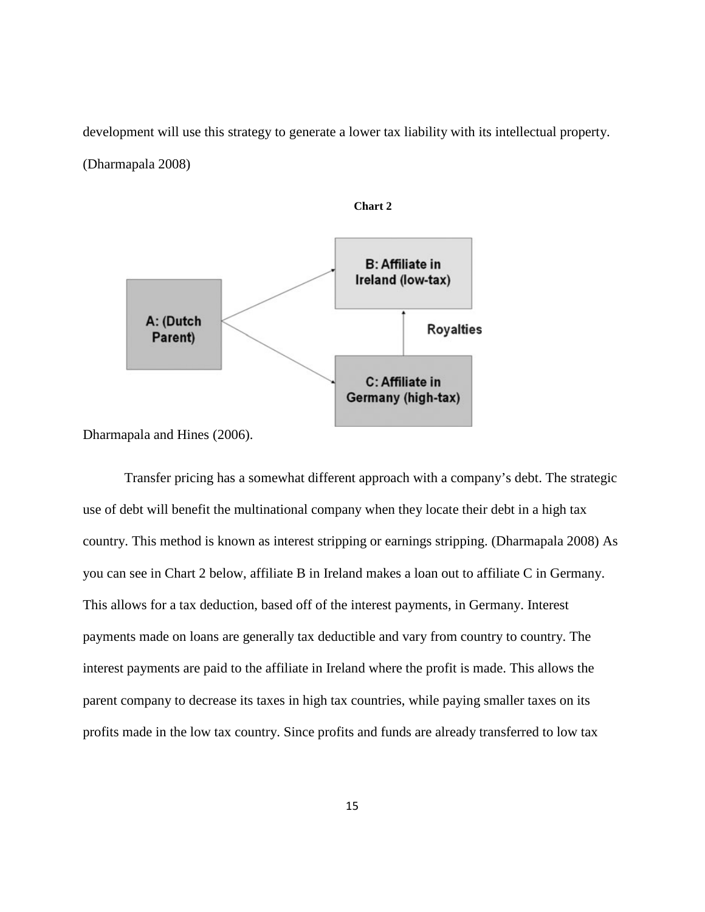development will use this strategy to generate a lower tax liability with its intellectual property. (Dharmapala 2008)

**Chart 2**

Dharmapala and Hines (2006).

Transfer pricing has a somewhat different approach with a company's debt. The strategic use of debt will benefit the multinational company when they locate their debt in a high tax country. This method is known as interest stripping or earnings stripping. (Dharmapala 2008) As you can see in Chart 2 below, affiliate B in Ireland makes a loan out to affiliate C in Germany. This allows for a tax deduction, based off of the interest payments, in Germany. Interest payments made on loans are generally tax deductible and vary from country to country. The interest payments are paid to the affiliate in Ireland where the profit is made. This allows the parent company to decrease its taxes in high tax countries, while paying smaller taxes on its profits made in the low tax country. Since profits and funds are already transferred to low tax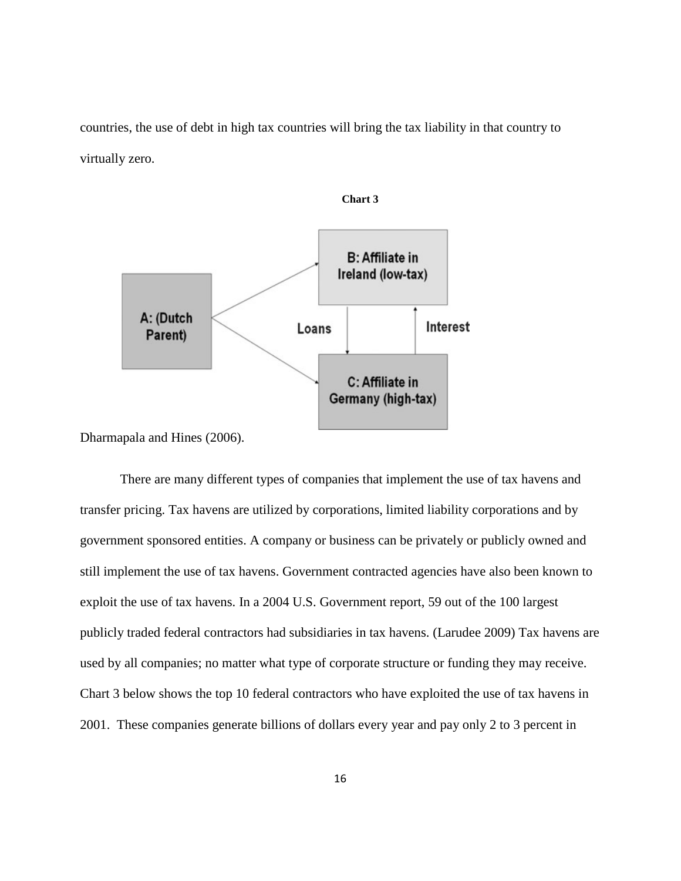countries, the use of debt in high tax countries will bring the tax liability in that country to virtually zero.

**Chart 3**

Dharmapala and Hines (2006).

There are many different types of companies that implement the use of tax havens and transfer pricing. Tax havens are utilized by corporations, limited liability corporations and by government sponsored entities. A company or business can be privately or publicly owned and still implement the use of tax havens. Government contracted agencies have also been known to exploit the use of tax havens. In a 2004 U.S. Government report, 59 out of the 100 largest publicly traded federal contractors had subsidiaries in tax havens. (Larudee 2009) Tax havens are used by all companies; no matter what type of corporate structure or funding they may receive. Chart 3 below shows the top 10 federal contractors who have exploited the use of tax havens in 2001. These companies generate billions of dollars every year and pay only 2 to 3 percent in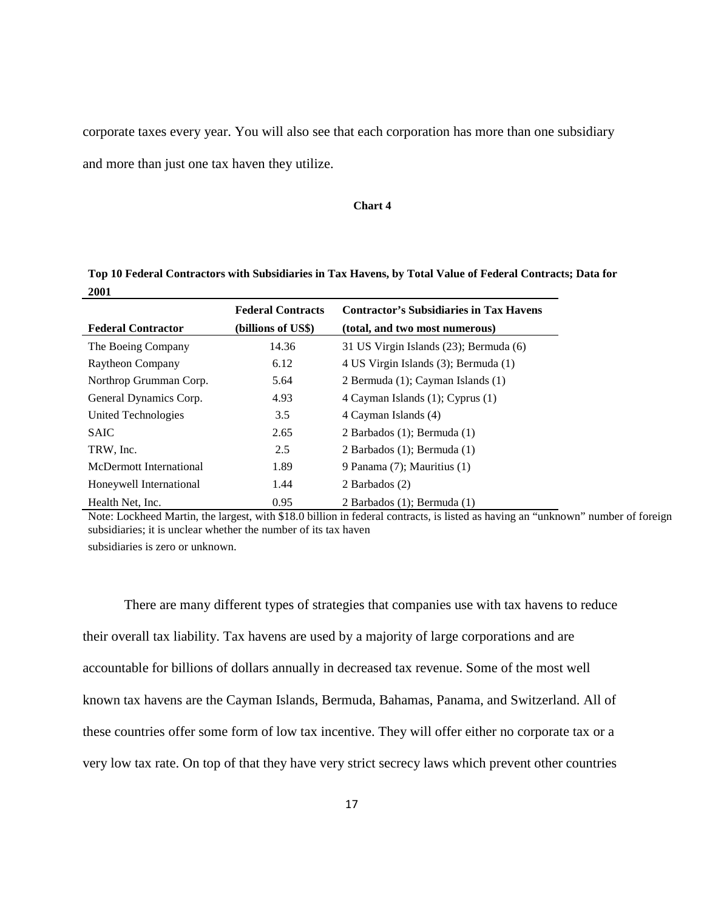corporate taxes every year. You will also see that each corporation has more than one subsidiary and more than just one tax haven they utilize.

**Chart 4**

**Top 10 Federal Contractors with Subsidiaries in Tax Havens, by Total Value of Federal Contracts; Data for 2001**

| Federal Contractor | Federal Contracts (billions of US$) | Contractor's Subsidiaries in Tax Havens (total, and two most numerous) |
|---|---|---|
| The Boeing Company | 14.36 | 31 US Virgin Islands (23); Bermuda (6) |
| Raytheon Company | 6.12 | 4 US Virgin Islands (3); Bermuda (1) |
| Northrop Grumman Corp. | 5.64 | 2 Bermuda (1); Cayman Islands (1) |
| General Dynamics Corp. | 4.93 | 4 Cayman Islands (1); Cyprus (1) |
| United Technologies | 3.5 | 4 Cayman Islands (4) |
| SAIC | 2.65 | 2 Barbados (1); Bermuda (1) |
| TRW, Inc. | 2.5 | 2 Barbados (1); Bermuda (1) |
| McDermott International | 1.89 | 9 Panama (7); Mauritius (1) |
| Honeywell International | 1.44 | 2 Barbados (2) |
| Health Net, Inc. | 0.95 | 2 Barbados (1); Bermuda (1) |

Note: Lockheed Martin, the largest, with $18.0 billion in federal contracts, is listed as having an "unknown" number of foreign subsidiaries; it is unclear whether the number of its tax haven subsidiaries is zero or unknown.

There are many different types of strategies that companies use with tax havens to reduce their overall tax liability. Tax havens are used by a majority of large corporations and are accountable for billions of dollars annually in decreased tax revenue. Some of the most well known tax havens are the Cayman Islands, Bermuda, Bahamas, Panama, and Switzerland. All of these countries offer some form of low tax incentive. They will offer either no corporate tax or a very low tax rate. On top of that they have very strict secrecy laws which prevent other countries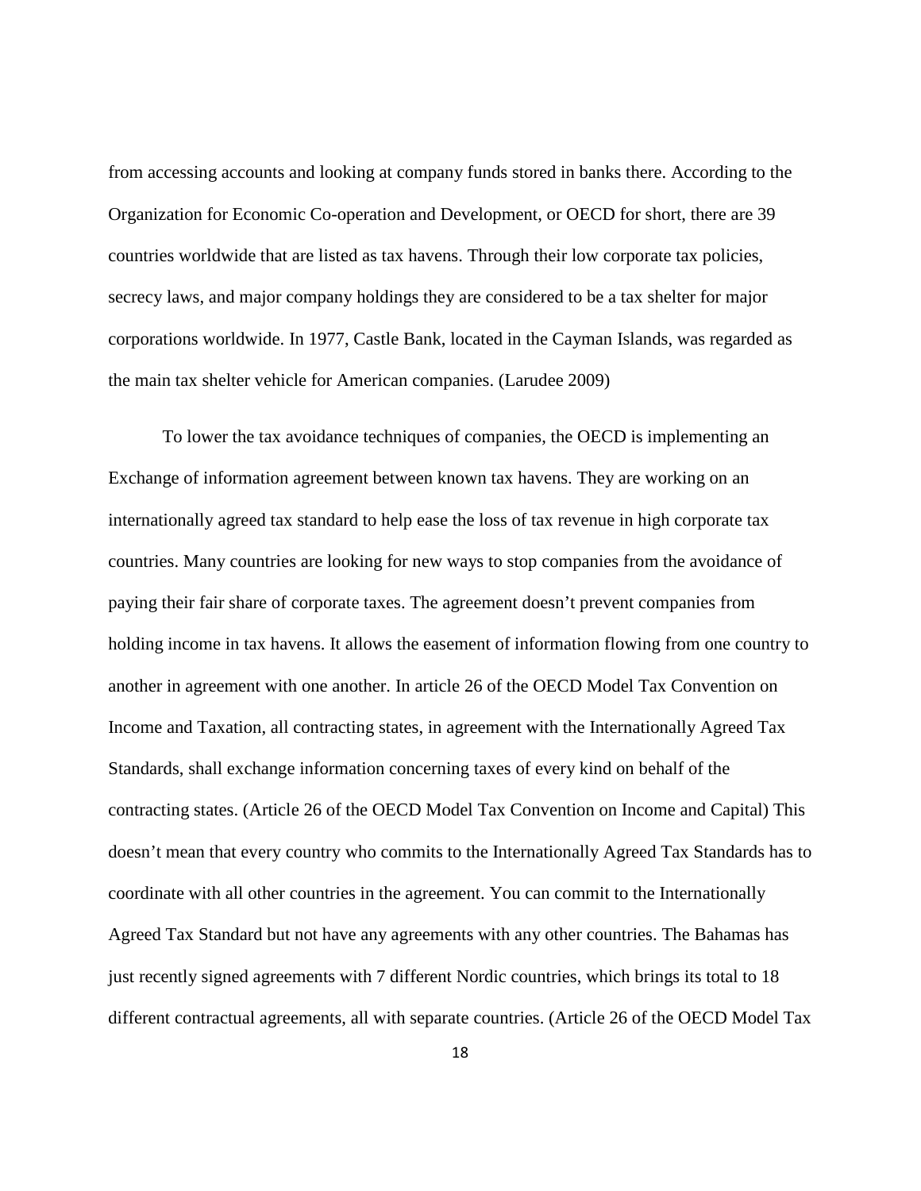from accessing accounts and looking at company funds stored in banks there. According to the Organization for Economic Co-operation and Development, or OECD for short, there are 39 countries worldwide that are listed as tax havens. Through their low corporate tax policies, secrecy laws, and major company holdings they are considered to be a tax shelter for major corporations worldwide. In 1977, Castle Bank, located in the Cayman Islands, was regarded as the main tax shelter vehicle for American companies. (Larudee 2009)

To lower the tax avoidance techniques of companies, the OECD is implementing an Exchange of information agreement between known tax havens. They are working on an internationally agreed tax standard to help ease the loss of tax revenue in high corporate tax countries. Many countries are looking for new ways to stop companies from the avoidance of paying their fair share of corporate taxes. The agreement doesn't prevent companies from holding income in tax havens. It allows the easement of information flowing from one country to another in agreement with one another. In article 26 of the OECD Model Tax Convention on Income and Taxation, all contracting states, in agreement with the Internationally Agreed Tax Standards, shall exchange information concerning taxes of every kind on behalf of the contracting states. (Article 26 of the OECD Model Tax Convention on Income and Capital) This doesn't mean that every country who commits to the Internationally Agreed Tax Standards has to coordinate with all other countries in the agreement. You can commit to the Internationally Agreed Tax Standard but not have any agreements with any other countries. The Bahamas has just recently signed agreements with 7 different Nordic countries, which brings its total to 18 different contractual agreements, all with separate countries. (Article 26 of the OECD Model Tax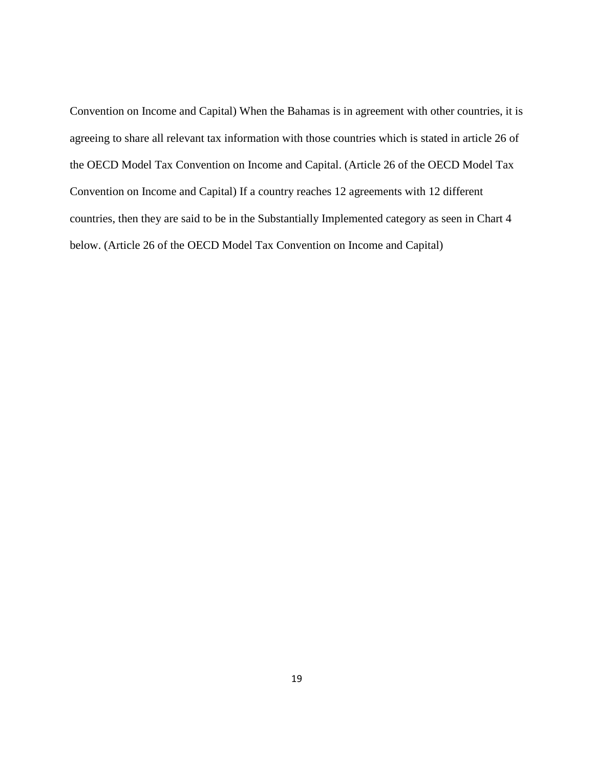Convention on Income and Capital) When the Bahamas is in agreement with other countries, it is agreeing to share all relevant tax information with those countries which is stated in article 26 of the OECD Model Tax Convention on Income and Capital. (Article 26 of the OECD Model Tax Convention on Income and Capital) If a country reaches 12 agreements with 12 different countries, then they are said to be in the Substantially Implemented category as seen in Chart 4 below. (Article 26 of the OECD Model Tax Convention on Income and Capital)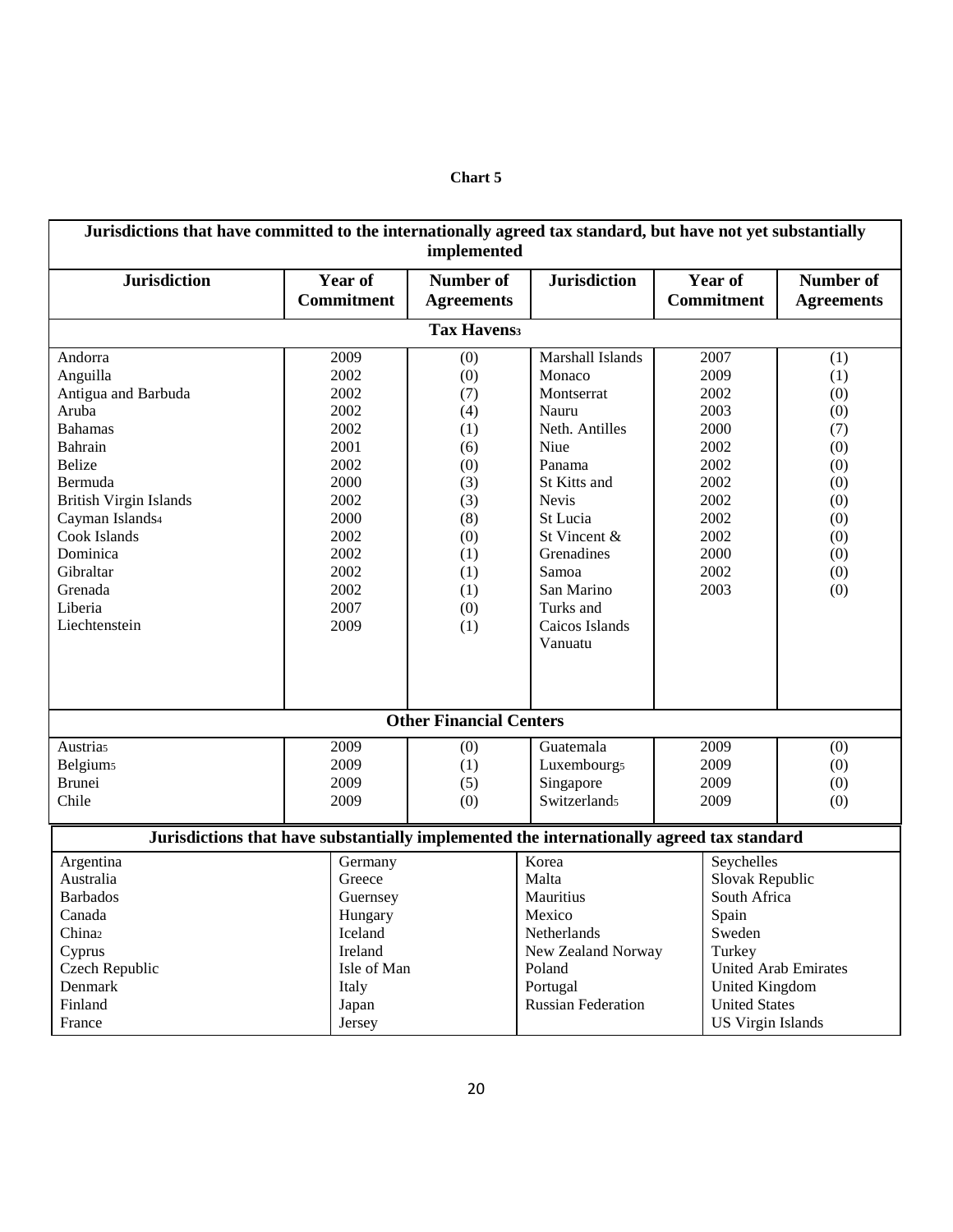**Chart 5**

| Jurisdictions that have committed to the internationally agreed tax standard, but have not yet substantially implemented | | | | | |
|---|---|---|---|---|---|
| **Jurisdiction** | **Year of Commitment** | **Number of Agreements** | **Jurisdiction** | **Year of Commitment** | **Number of Agreements** |
| | | **Tax Havens[3]** | | | |
| Andorra | 2009 | (0) | Marshall Islands | 2007 | (1) |
| Anguilla | 2002 | (0) | Monaco | 2009 | (1) |
| Antigua and Barbuda | 2002 | (7) | Montserrat | 2002 | (0) |
| Aruba | 2002 | (4) | Nauru | 2003 | (0) |
| Bahamas | 2002 | (1) | Neth. Antilles | 2000 | (7) |
| Bahrain | 2001 | (6) | Niue | 2002 | (0) |
| Belize | 2002 | (0) | Panama | 2002 | (0) |
| Bermuda | 2000 | (3) | St Kitts and Nevis | 2002 | (0) |
| British Virgin Islands | 2002 | (3) | St Lucia | 2002 | (0) |
| Cayman Islands[4] | 2000 | (8) | St Vincent & Grenadines | 2002 | (0) |
| Cook Islands | 2002 | (0) | Samoa | 2002 | (0) |
| Dominica | 2002 | (1) | San Marino | 2000 | (0) |
| Gibraltar | 2002 | (1) | Turks and Caicos Islands | 2002 | (0) |
| Grenada | 2002 | (1) | Vanuatu | 2003 | (0) |
| Liberia | 2007 | (0) | | | |
| Liechtenstein | 2009 | (1) | | | |
| | | **Other Financial Centers** | | | |
| Austria[5] | 2009 | (0) | Guatemala | 2009 | (0) |
| Belgium[5] | 2009 | (1) | Luxembourg[5] | 2009 | (0) |
| Brunei | 2009 | (5) | Singapore | 2009 | (0) |
| Chile | 2009 | (0) | Switzerland[5] | 2009 | (0) |

| Jurisdictions that have substantially implemented the internationally agreed tax standard | | | |
|---|---|---|---|
| Argentina | Germany | Korea | Seychelles |
| Australia | Greece | Malta | Slovak Republic |
| Barbados | Guernsey | Mauritius | South Africa |
| Canada | Hungary | Mexico | Spain |
| China[2] | Iceland | Netherlands | Sweden |
| Cyprus | Ireland | New Zealand Norway | Turkey |
| Czech Republic | Isle of Man | Poland | United Arab Emirates |
| Denmark | Italy | Portugal | United Kingdom |
| Finland | Japan | Russian Federation | United States |
| France | Jersey | | US Virgin Islands |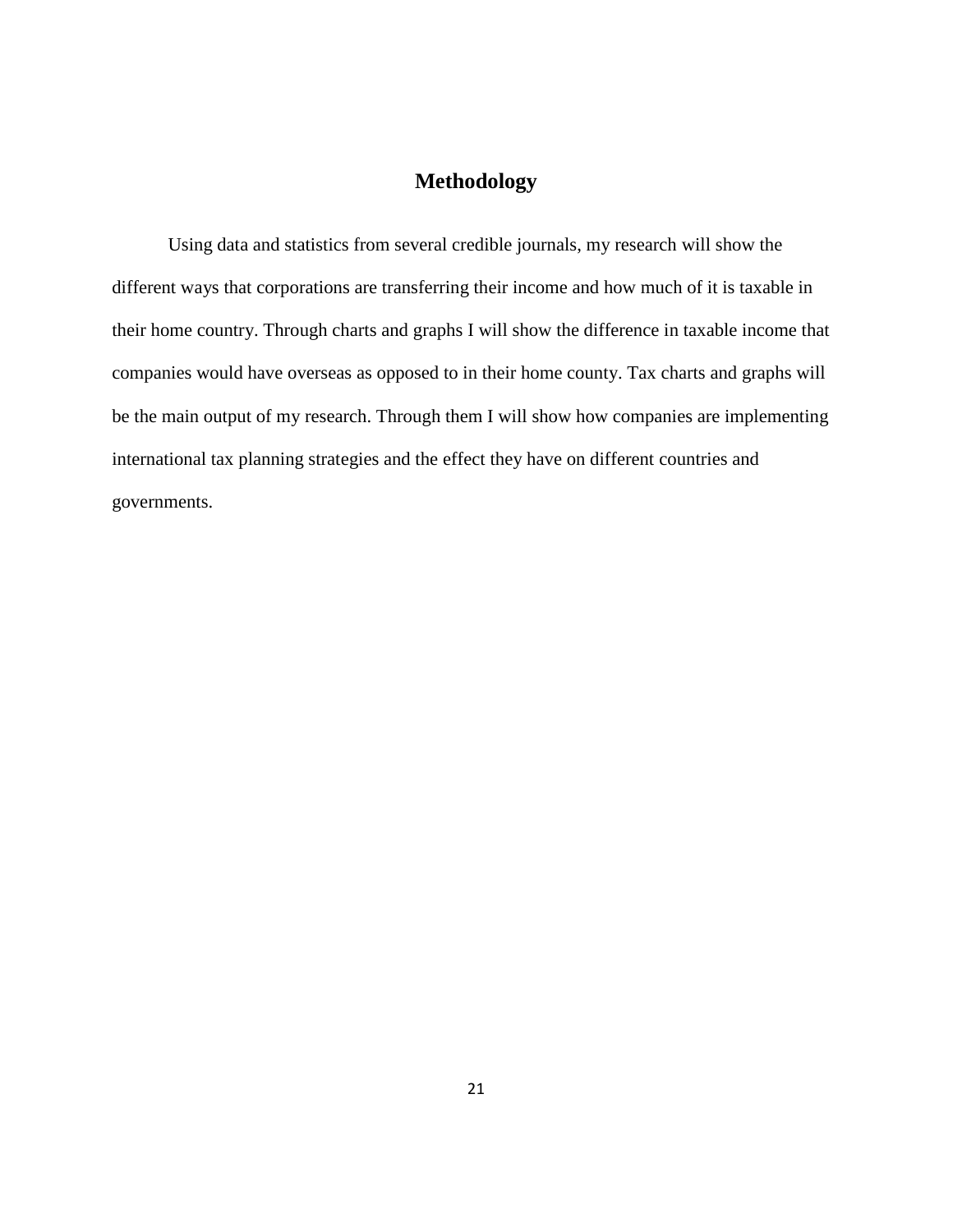# Methodology

Using data and statistics from several credible journals, my research will show the different ways that corporations are transferring their income and how much of it is taxable in their home country. Through charts and graphs I will show the difference in taxable income that companies would have overseas as opposed to in their home county. Tax charts and graphs will be the main output of my research. Through them I will show how companies are implementing international tax planning strategies and the effect they have on different countries and governments.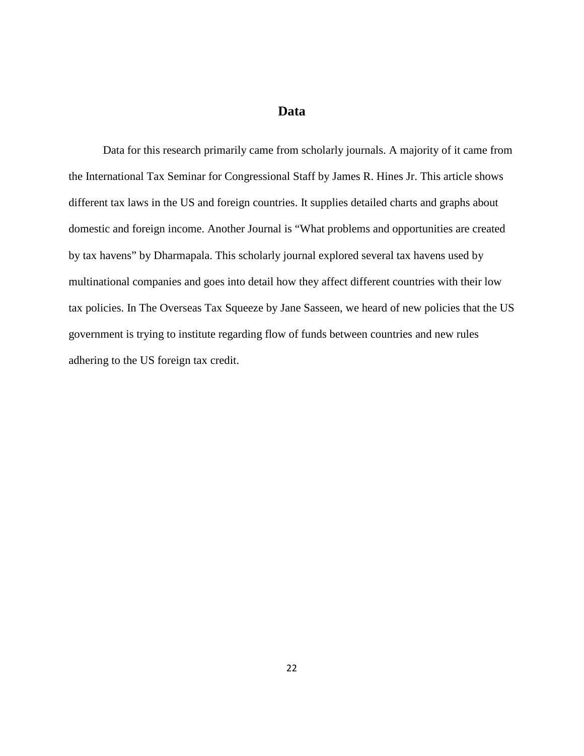# Data

Data for this research primarily came from scholarly journals. A majority of it came from the International Tax Seminar for Congressional Staff by James R. Hines Jr. This article shows different tax laws in the US and foreign countries. It supplies detailed charts and graphs about domestic and foreign income. Another Journal is "What problems and opportunities are created by tax havens" by Dharmapala. This scholarly journal explored several tax havens used by multinational companies and goes into detail how they affect different countries with their low tax policies. In The Overseas Tax Squeeze by Jane Sasseen, we heard of new policies that the US government is trying to institute regarding flow of funds between countries and new rules adhering to the US foreign tax credit.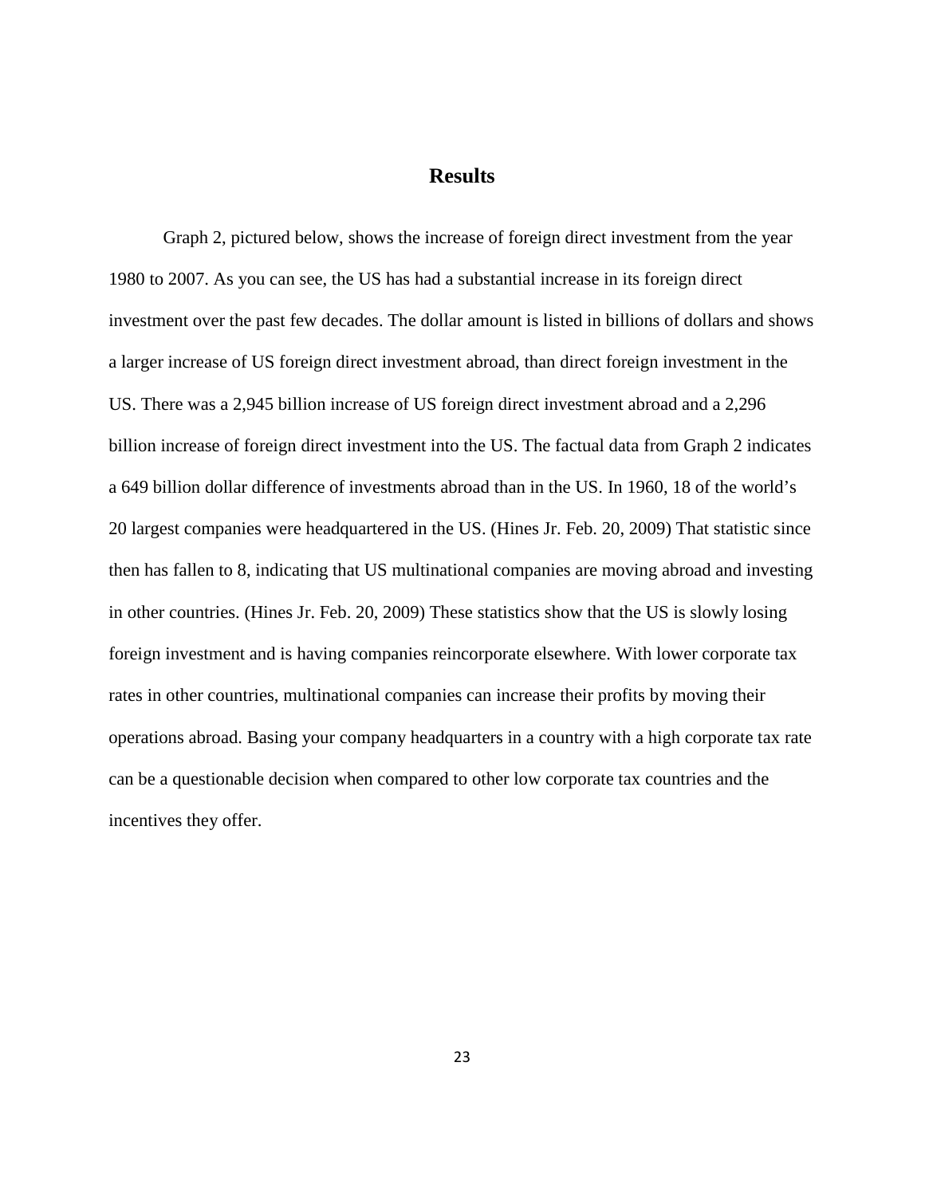# Results

Graph 2, pictured below, shows the increase of foreign direct investment from the year 1980 to 2007. As you can see, the US has had a substantial increase in its foreign direct investment over the past few decades. The dollar amount is listed in billions of dollars and shows a larger increase of US foreign direct investment abroad, than direct foreign investment in the US. There was a 2,945 billion increase of US foreign direct investment abroad and a 2,296 billion increase of foreign direct investment into the US. The factual data from Graph 2 indicates a 649 billion dollar difference of investments abroad than in the US. In 1960, 18 of the world's 20 largest companies were headquartered in the US. (Hines Jr. Feb. 20, 2009) That statistic since then has fallen to 8, indicating that US multinational companies are moving abroad and investing in other countries. (Hines Jr. Feb. 20, 2009) These statistics show that the US is slowly losing foreign investment and is having companies reincorporate elsewhere. With lower corporate tax rates in other countries, multinational companies can increase their profits by moving their operations abroad. Basing your company headquarters in a country with a high corporate tax rate can be a questionable decision when compared to other low corporate tax countries and the incentives they offer.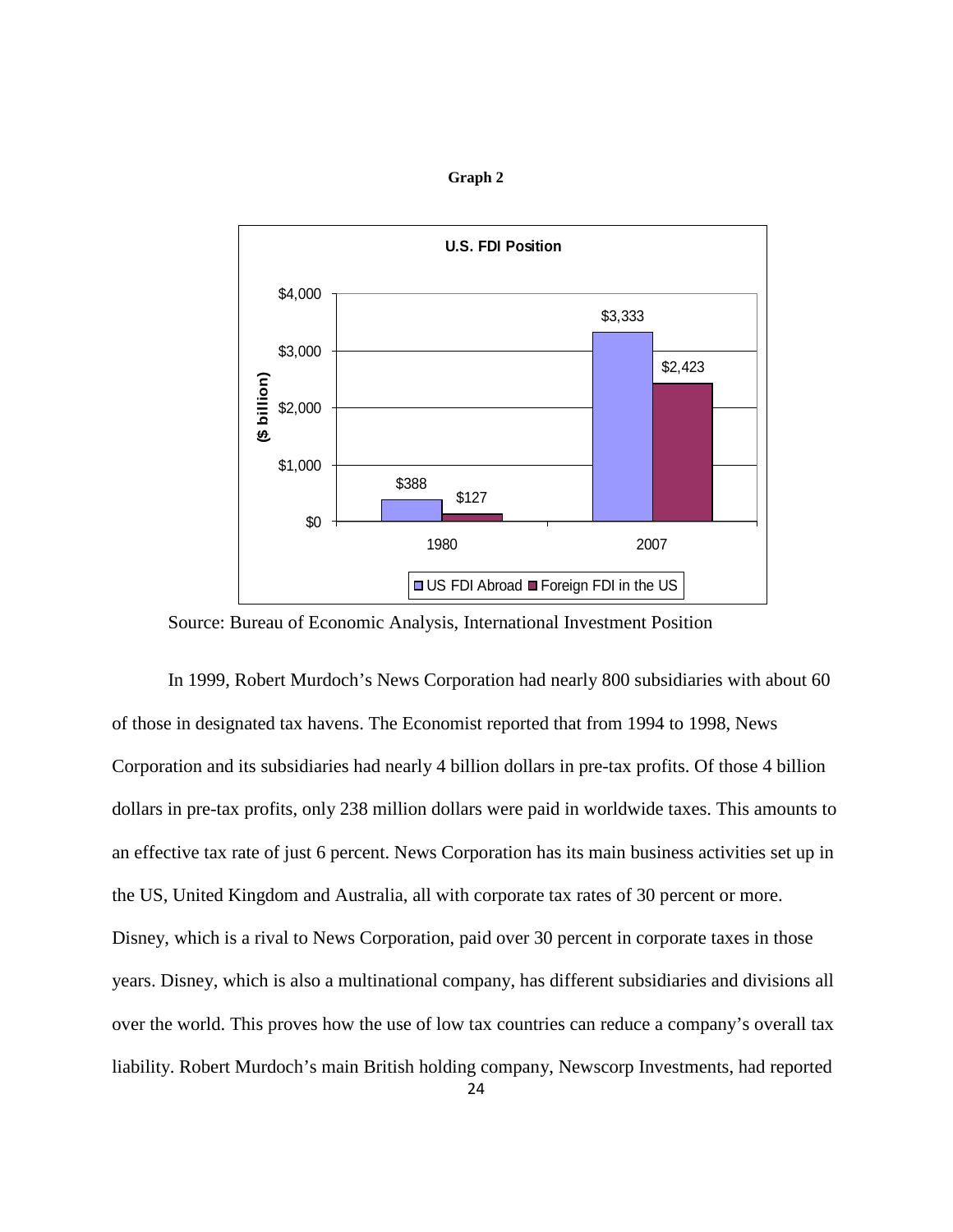**Graph 2**

U.S. FDI Position

| ($ billion) | US FDI Abroad | Foreign FDI in the US |
|---|---|---|
| 1980 | $388 | $127 |
| 2007 | $3,333 | $2,423 |

Source: Bureau of Economic Analysis, International Investment Position

In 1999, Robert Murdoch's News Corporation had nearly 800 subsidiaries with about 60 of those in designated tax havens. The Economist reported that from 1994 to 1998, News Corporation and its subsidiaries had nearly 4 billion dollars in pre-tax profits. Of those 4 billion dollars in pre-tax profits, only 238 million dollars were paid in worldwide taxes. This amounts to an effective tax rate of just 6 percent. News Corporation has its main business activities set up in the US, United Kingdom and Australia, all with corporate tax rates of 30 percent or more. Disney, which is a rival to News Corporation, paid over 30 percent in corporate taxes in those years. Disney, which is also a multinational company, has different subsidiaries and divisions all over the world. This proves how the use of low tax countries can reduce a company's overall tax liability. Robert Murdoch's main British holding company, Newscorp Investments, had reported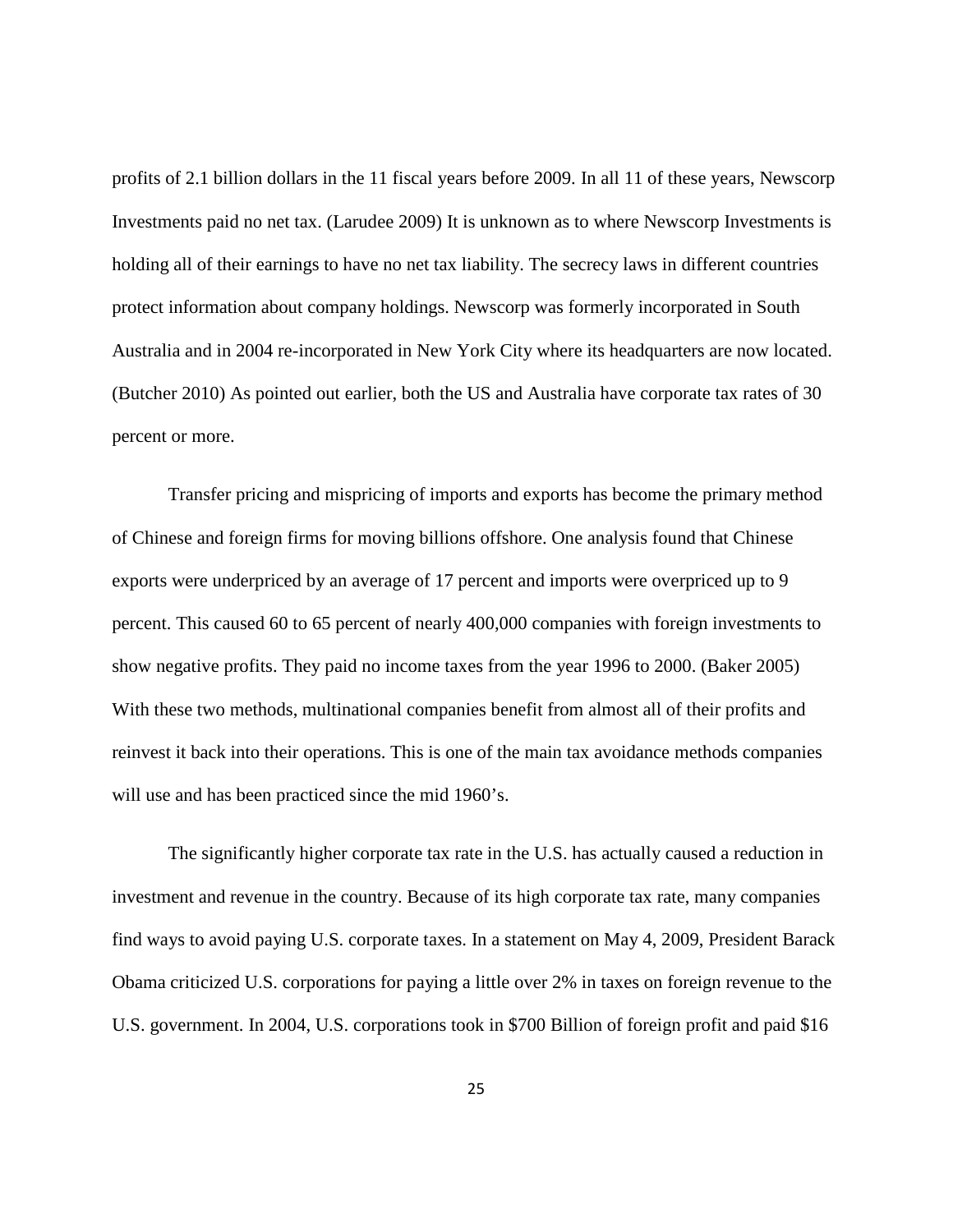profits of 2.1 billion dollars in the 11 fiscal years before 2009. In all 11 of these years, Newscorp Investments paid no net tax. (Larudee 2009) It is unknown as to where Newscorp Investments is holding all of their earnings to have no net tax liability. The secrecy laws in different countries protect information about company holdings. Newscorp was formerly incorporated in South Australia and in 2004 re-incorporated in New York City where its headquarters are now located. (Butcher 2010) As pointed out earlier, both the US and Australia have corporate tax rates of 30 percent or more.

Transfer pricing and mispricing of imports and exports has become the primary method of Chinese and foreign firms for moving billions offshore. One analysis found that Chinese exports were underpriced by an average of 17 percent and imports were overpriced up to 9 percent. This caused 60 to 65 percent of nearly 400,000 companies with foreign investments to show negative profits. They paid no income taxes from the year 1996 to 2000. (Baker 2005) With these two methods, multinational companies benefit from almost all of their profits and reinvest it back into their operations. This is one of the main tax avoidance methods companies will use and has been practiced since the mid 1960's.

The significantly higher corporate tax rate in the U.S. has actually caused a reduction in investment and revenue in the country. Because of its high corporate tax rate, many companies find ways to avoid paying U.S. corporate taxes. In a statement on May 4, 2009, President Barack Obama criticized U.S. corporations for paying a little over 2% in taxes on foreign revenue to the U.S. government. In 2004, U.S. corporations took in $700 Billion of foreign profit and paid $16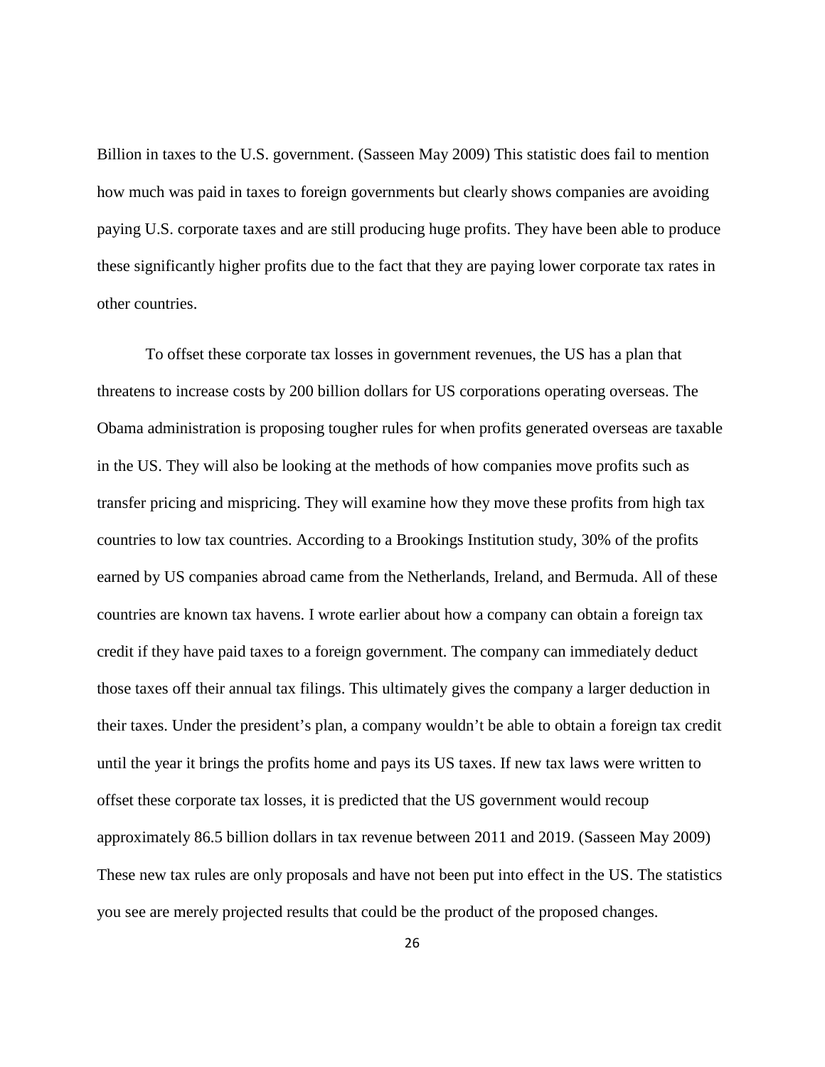Billion in taxes to the U.S. government. (Sasseen May 2009) This statistic does fail to mention how much was paid in taxes to foreign governments but clearly shows companies are avoiding paying U.S. corporate taxes and are still producing huge profits. They have been able to produce these significantly higher profits due to the fact that they are paying lower corporate tax rates in other countries.

To offset these corporate tax losses in government revenues, the US has a plan that threatens to increase costs by 200 billion dollars for US corporations operating overseas. The Obama administration is proposing tougher rules for when profits generated overseas are taxable in the US. They will also be looking at the methods of how companies move profits such as transfer pricing and mispricing. They will examine how they move these profits from high tax countries to low tax countries. According to a Brookings Institution study, 30% of the profits earned by US companies abroad came from the Netherlands, Ireland, and Bermuda. All of these countries are known tax havens. I wrote earlier about how a company can obtain a foreign tax credit if they have paid taxes to a foreign government. The company can immediately deduct those taxes off their annual tax filings. This ultimately gives the company a larger deduction in their taxes. Under the president's plan, a company wouldn't be able to obtain a foreign tax credit until the year it brings the profits home and pays its US taxes. If new tax laws were written to offset these corporate tax losses, it is predicted that the US government would recoup approximately 86.5 billion dollars in tax revenue between 2011 and 2019. (Sasseen May 2009) These new tax rules are only proposals and have not been put into effect in the US. The statistics you see are merely projected results that could be the product of the proposed changes.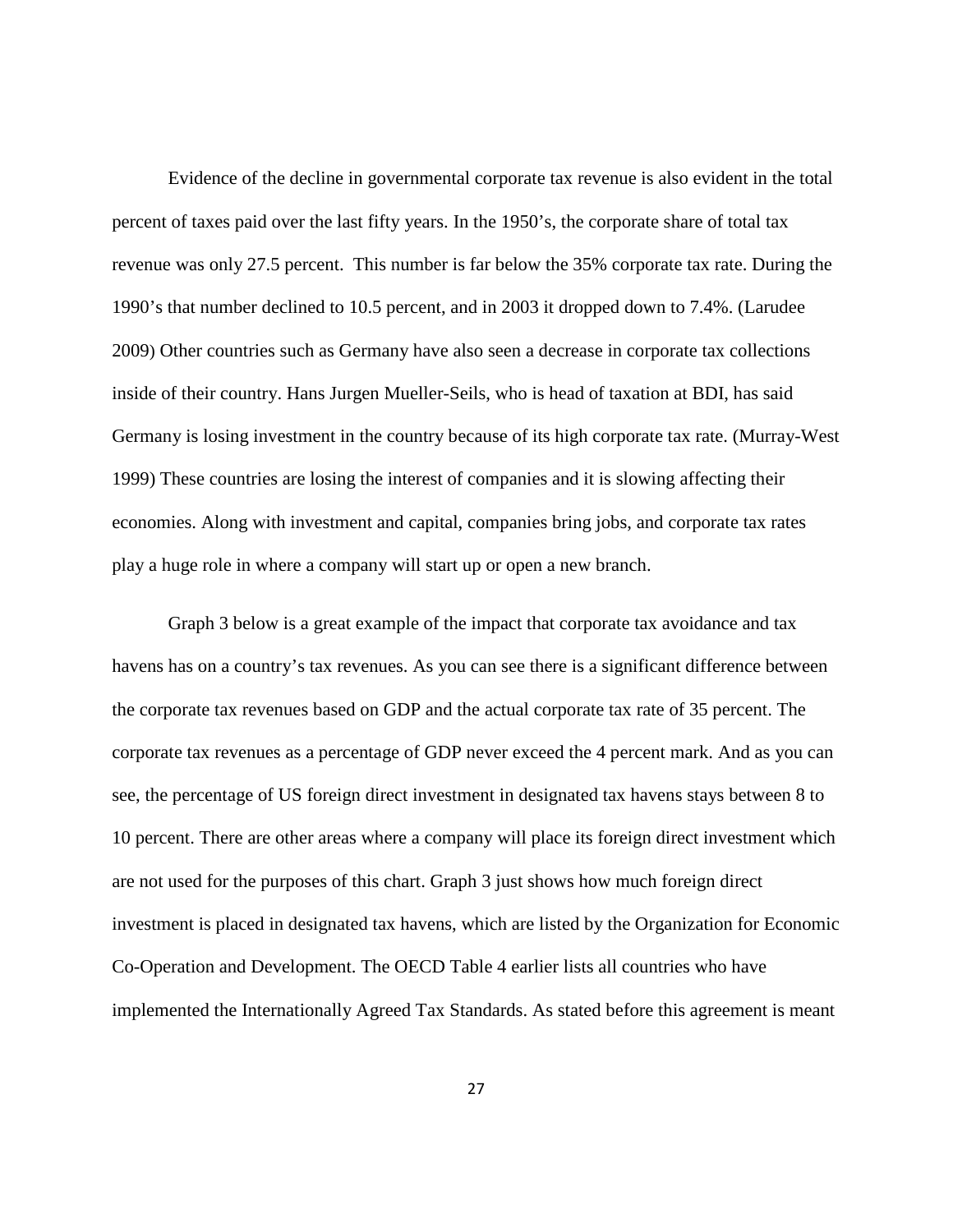Evidence of the decline in governmental corporate tax revenue is also evident in the total percent of taxes paid over the last fifty years. In the 1950's, the corporate share of total tax revenue was only 27.5 percent. This number is far below the 35% corporate tax rate. During the 1990's that number declined to 10.5 percent, and in 2003 it dropped down to 7.4%. (Larudee 2009) Other countries such as Germany have also seen a decrease in corporate tax collections inside of their country. Hans Jurgen Mueller-Seils, who is head of taxation at BDI, has said Germany is losing investment in the country because of its high corporate tax rate. (Murray-West 1999) These countries are losing the interest of companies and it is slowing affecting their economies. Along with investment and capital, companies bring jobs, and corporate tax rates play a huge role in where a company will start up or open a new branch.

Graph 3 below is a great example of the impact that corporate tax avoidance and tax havens has on a country's tax revenues. As you can see there is a significant difference between the corporate tax revenues based on GDP and the actual corporate tax rate of 35 percent. The corporate tax revenues as a percentage of GDP never exceed the 4 percent mark. And as you can see, the percentage of US foreign direct investment in designated tax havens stays between 8 to 10 percent. There are other areas where a company will place its foreign direct investment which are not used for the purposes of this chart. Graph 3 just shows how much foreign direct investment is placed in designated tax havens, which are listed by the Organization for Economic Co-Operation and Development. The OECD Table 4 earlier lists all countries who have implemented the Internationally Agreed Tax Standards. As stated before this agreement is meant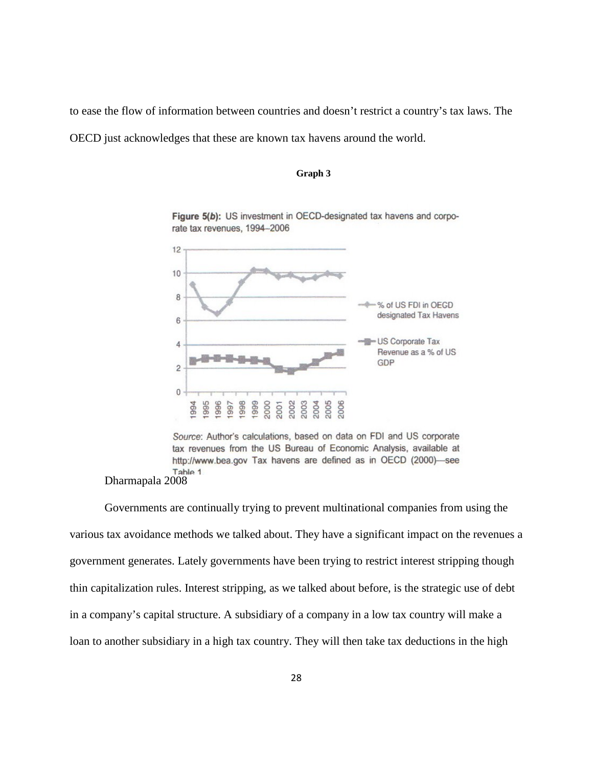to ease the flow of information between countries and doesn't restrict a country's tax laws. The OECD just acknowledges that these are known tax havens around the world.

**Graph 3**

**Figure 5(*b*):** US investment in OECD-designated tax havens and corporate tax revenues, 1994–2006

*Source*: Author's calculations, based on data on FDI and US corporate tax revenues from the US Bureau of Economic Analysis, available at http://www.bea.gov Tax havens are defined as in OECD (2000)—see Table 1.

Dharmapala 2008

Governments are continually trying to prevent multinational companies from using the various tax avoidance methods we talked about. They have a significant impact on the revenues a government generates. Lately governments have been trying to restrict interest stripping though thin capitalization rules. Interest stripping, as we talked about before, is the strategic use of debt in a company's capital structure. A subsidiary of a company in a low tax country will make a loan to another subsidiary in a high tax country. They will then take tax deductions in the high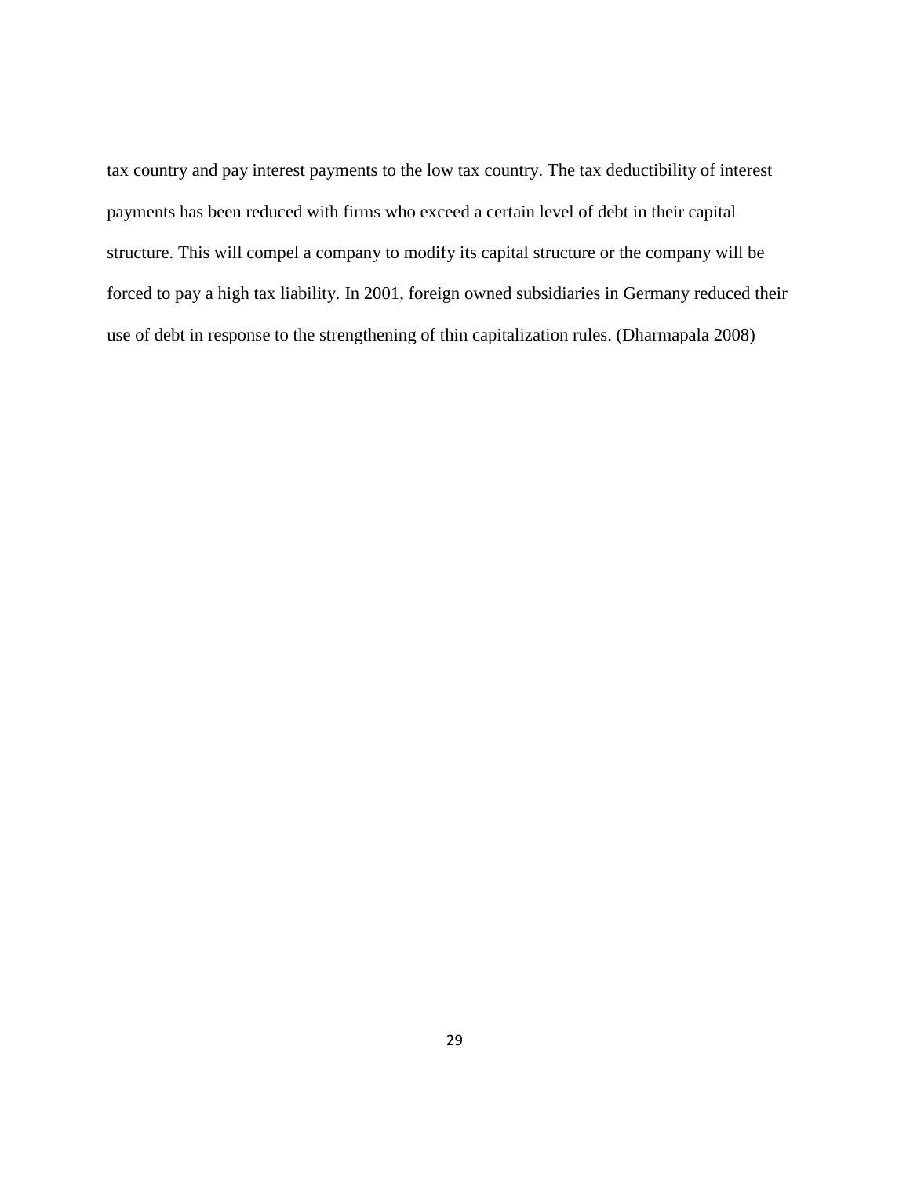tax country and pay interest payments to the low tax country. The tax deductibility of interest payments has been reduced with firms who exceed a certain level of debt in their capital structure. This will compel a company to modify its capital structure or the company will be forced to pay a high tax liability. In 2001, foreign owned subsidiaries in Germany reduced their use of debt in response to the strengthening of thin capitalization rules. (Dharmapala 2008)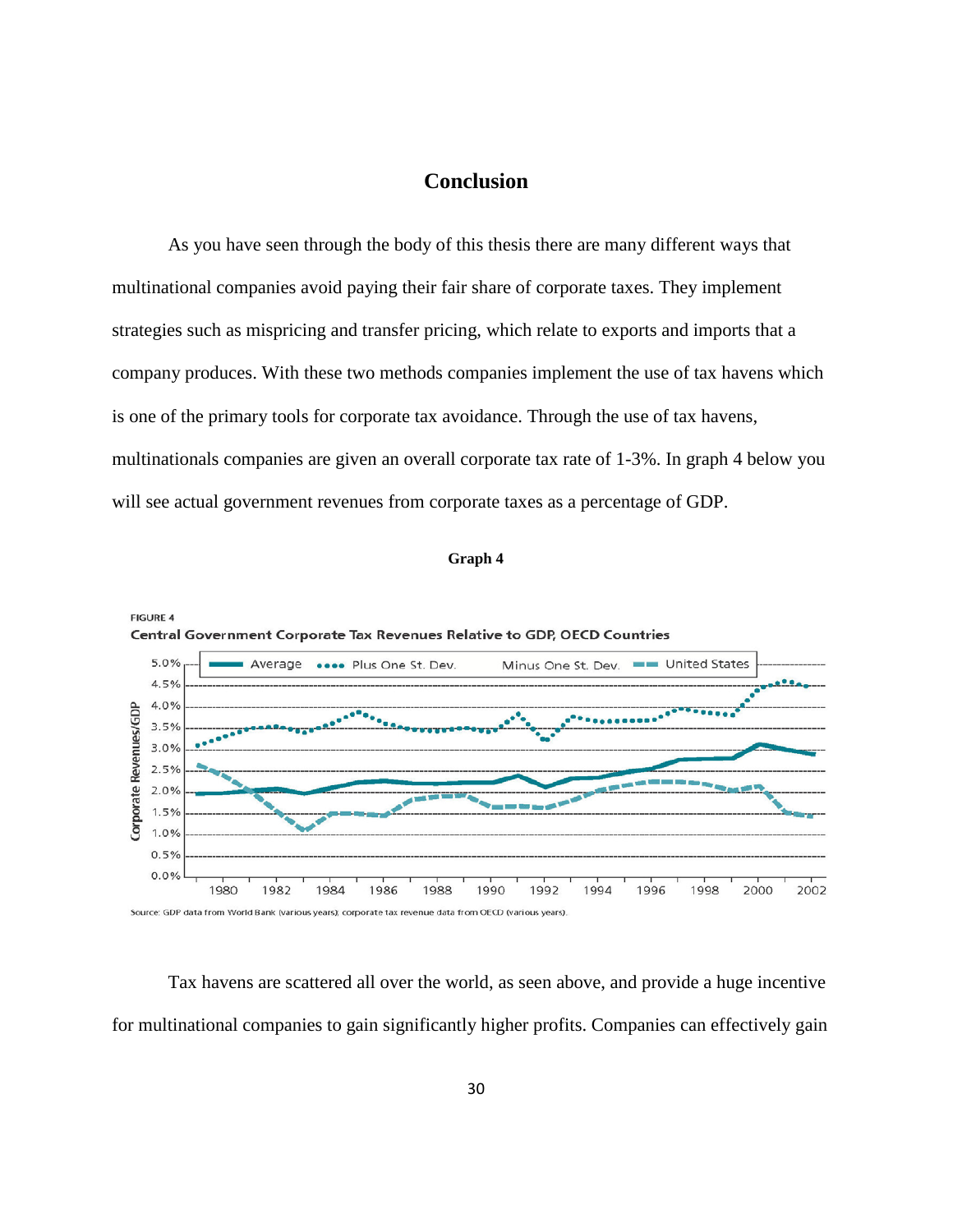# Conclusion

As you have seen through the body of this thesis there are many different ways that multinational companies avoid paying their fair share of corporate taxes. They implement strategies such as mispricing and transfer pricing, which relate to exports and imports that a company produces. With these two methods companies implement the use of tax havens which is one of the primary tools for corporate tax avoidance. Through the use of tax havens, multinationals companies are given an overall corporate tax rate of 1-3%. In graph 4 below you will see actual government revenues from corporate taxes as a percentage of GDP.

**Graph 4**

FIGURE 4

Central Government Corporate Tax Revenues Relative to GDP, OECD Countries

Source: GDP data from World Bank (various years); corporate tax revenue data from OECD (various years).

Tax havens are scattered all over the world, as seen above, and provide a huge incentive for multinational companies to gain significantly higher profits. Companies can effectively gain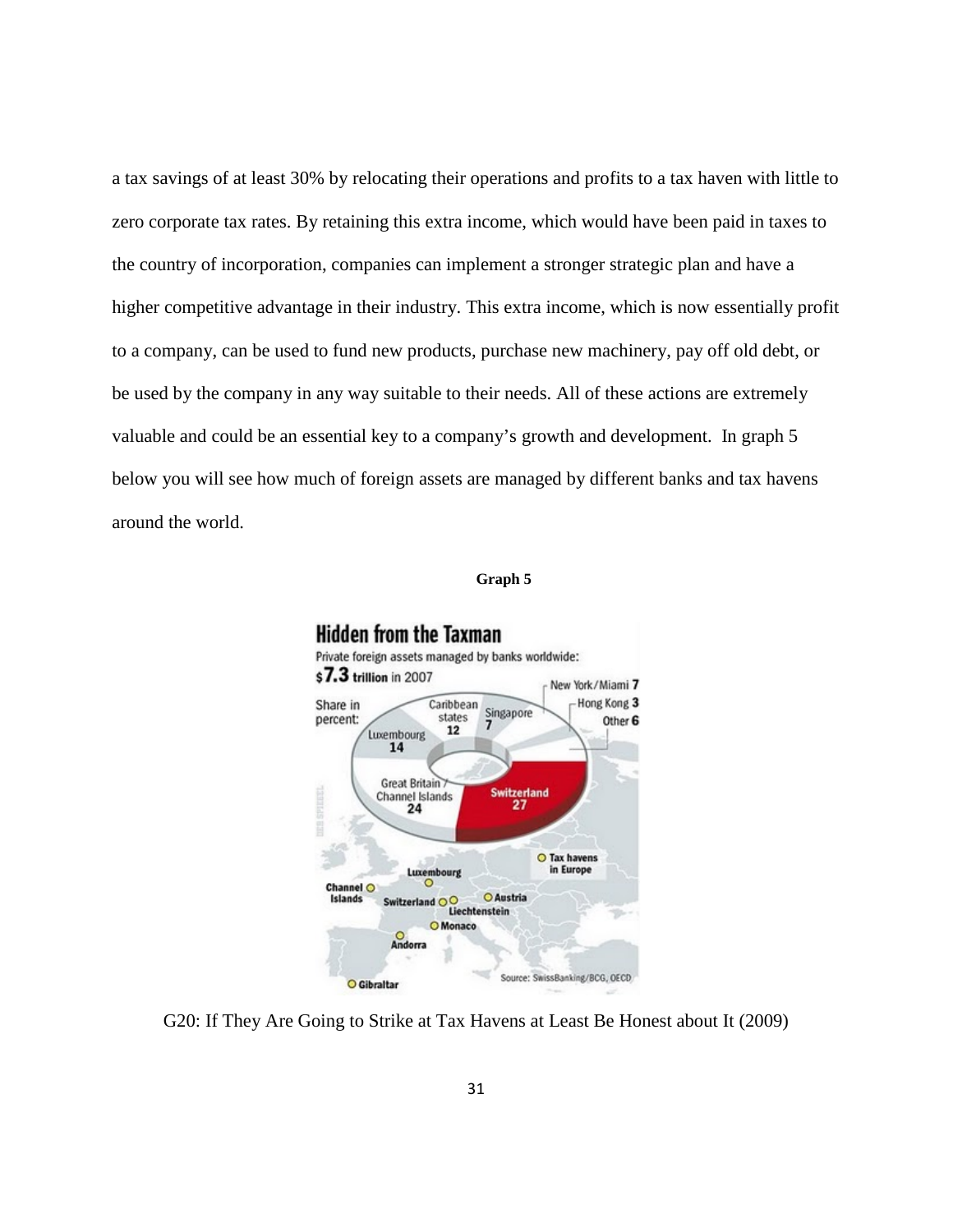a tax savings of at least 30% by relocating their operations and profits to a tax haven with little to zero corporate tax rates. By retaining this extra income, which would have been paid in taxes to the country of incorporation, companies can implement a stronger strategic plan and have a higher competitive advantage in their industry. This extra income, which is now essentially profit to a company, can be used to fund new products, purchase new machinery, pay off old debt, or be used by the company in any way suitable to their needs. All of these actions are extremely valuable and could be an essential key to a company's growth and development. In graph 5 below you will see how much of foreign assets are managed by different banks and tax havens around the world.

**Graph 5**

G20: If They Are Going to Strike at Tax Havens at Least Be Honest about It (2009)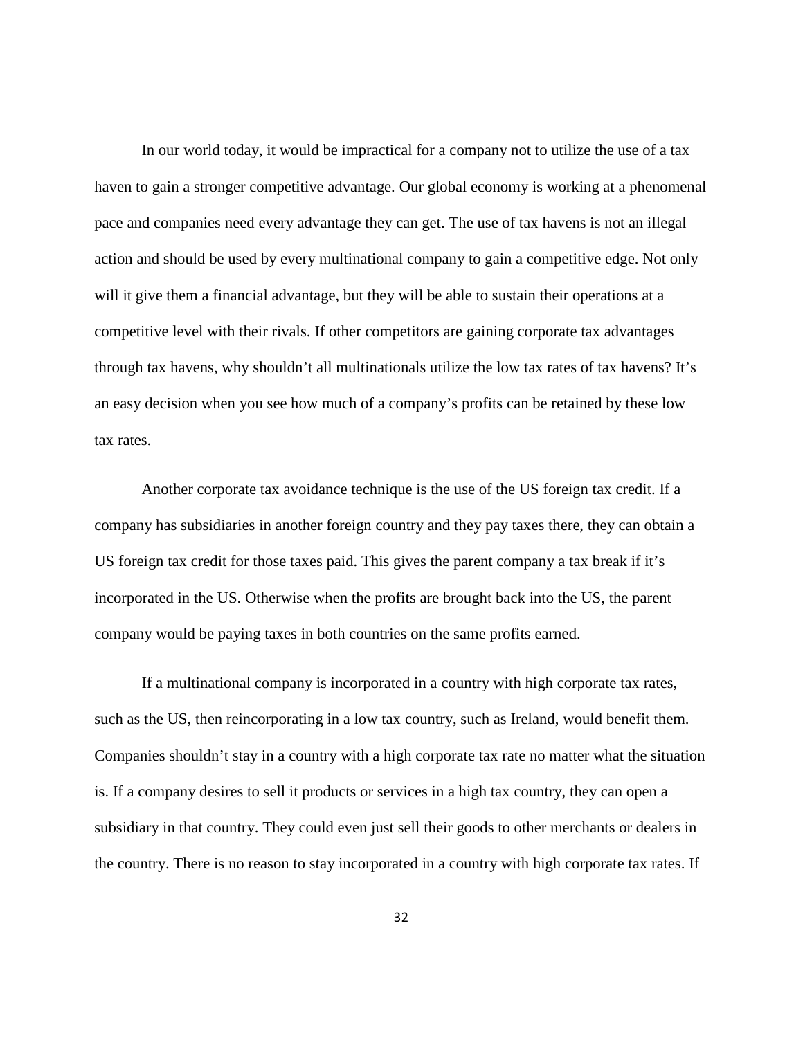In our world today, it would be impractical for a company not to utilize the use of a tax haven to gain a stronger competitive advantage. Our global economy is working at a phenomenal pace and companies need every advantage they can get. The use of tax havens is not an illegal action and should be used by every multinational company to gain a competitive edge. Not only will it give them a financial advantage, but they will be able to sustain their operations at a competitive level with their rivals. If other competitors are gaining corporate tax advantages through tax havens, why shouldn't all multinationals utilize the low tax rates of tax havens? It's an easy decision when you see how much of a company's profits can be retained by these low tax rates.

Another corporate tax avoidance technique is the use of the US foreign tax credit. If a company has subsidiaries in another foreign country and they pay taxes there, they can obtain a US foreign tax credit for those taxes paid. This gives the parent company a tax break if it's incorporated in the US. Otherwise when the profits are brought back into the US, the parent company would be paying taxes in both countries on the same profits earned.

If a multinational company is incorporated in a country with high corporate tax rates, such as the US, then reincorporating in a low tax country, such as Ireland, would benefit them. Companies shouldn't stay in a country with a high corporate tax rate no matter what the situation is. If a company desires to sell it products or services in a high tax country, they can open a subsidiary in that country. They could even just sell their goods to other merchants or dealers in the country. There is no reason to stay incorporated in a country with high corporate tax rates. If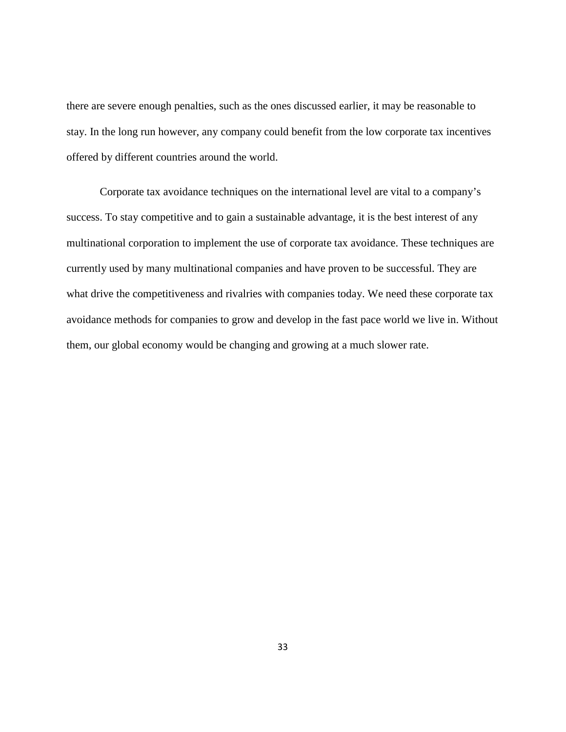there are severe enough penalties, such as the ones discussed earlier, it may be reasonable to stay. In the long run however, any company could benefit from the low corporate tax incentives offered by different countries around the world.

Corporate tax avoidance techniques on the international level are vital to a company's success. To stay competitive and to gain a sustainable advantage, it is the best interest of any multinational corporation to implement the use of corporate tax avoidance. These techniques are currently used by many multinational companies and have proven to be successful. They are what drive the competitiveness and rivalries with companies today. We need these corporate tax avoidance methods for companies to grow and develop in the fast pace world we live in. Without them, our global economy would be changing and growing at a much slower rate.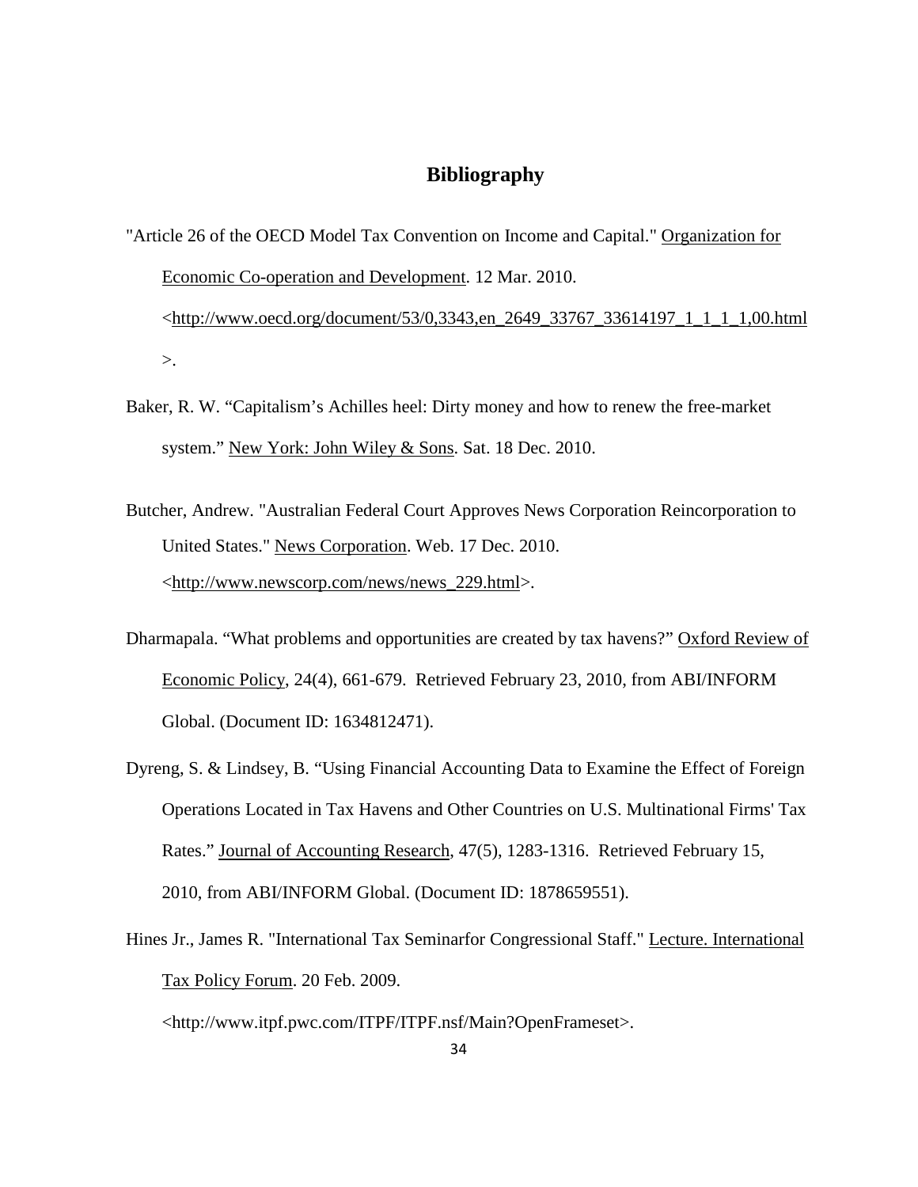# Bibliography

"Article 26 of the OECD Model Tax Convention on Income and Capital." Organization for Economic Co-operation and Development. 12 Mar. 2010. <http://www.oecd.org/document/53/0,3343,en_2649_33767_33614197_1_1_1_1,00.html>.

Baker, R. W. "Capitalism's Achilles heel: Dirty money and how to renew the free-market system." New York: John Wiley & Sons. Sat. 18 Dec. 2010.

Butcher, Andrew. "Australian Federal Court Approves News Corporation Reincorporation to United States." News Corporation. Web. 17 Dec. 2010. <http://www.newscorp.com/news/news_229.html>.

Dharmapala. "What problems and opportunities are created by tax havens?" Oxford Review of Economic Policy, 24(4), 661-679. Retrieved February 23, 2010, from ABI/INFORM Global. (Document ID: 1634812471).

Dyreng, S. & Lindsey, B. "Using Financial Accounting Data to Examine the Effect of Foreign Operations Located in Tax Havens and Other Countries on U.S. Multinational Firms' Tax Rates." Journal of Accounting Research, 47(5), 1283-1316. Retrieved February 15, 2010, from ABI/INFORM Global. (Document ID: 1878659551).

Hines Jr., James R. "International Tax Seminarfor Congressional Staff." Lecture. International Tax Policy Forum. 20 Feb. 2009. <http://www.itpf.pwc.com/ITPF/ITPF.nsf/Main?OpenFrameset>.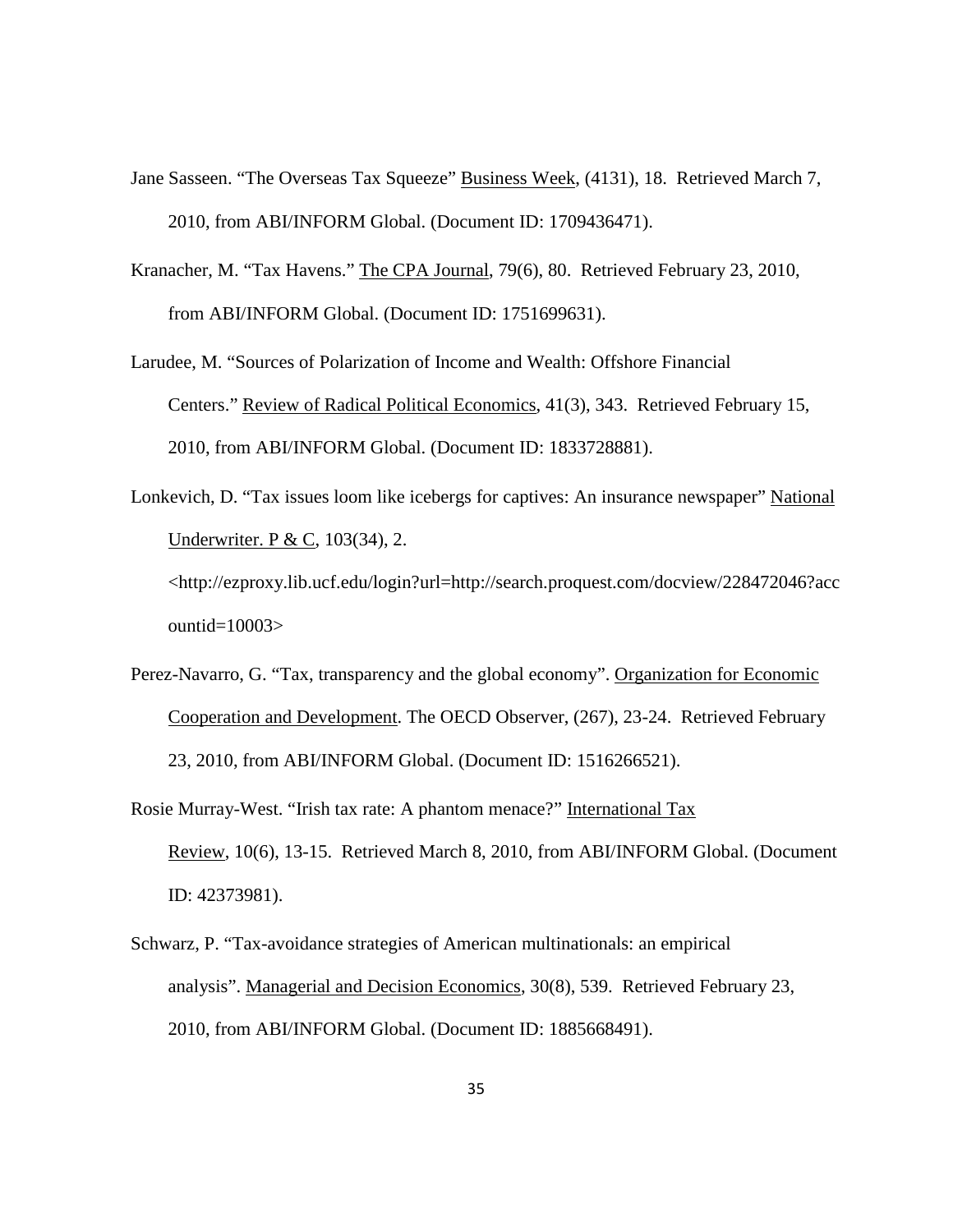Jane Sasseen. “The Overseas Tax Squeeze” Business Week, (4131), 18. Retrieved March 7, 2010, from ABI/INFORM Global. (Document ID: 1709436471).

Kranacher, M. “Tax Havens.” The CPA Journal, 79(6), 80. Retrieved February 23, 2010, from ABI/INFORM Global. (Document ID: 1751699631).

Larudee, M. “Sources of Polarization of Income and Wealth: Offshore Financial Centers.” Review of Radical Political Economics, 41(3), 343. Retrieved February 15, 2010, from ABI/INFORM Global. (Document ID: 1833728881).

Lonkevich, D. “Tax issues loom like icebergs for captives: An insurance newspaper” National Underwriter. P & C, 103(34), 2. <http://ezproxy.lib.ucf.edu/login?url=http://search.proquest.com/docview/228472046?accountid=10003>

Perez-Navarro, G. “Tax, transparency and the global economy”. Organization for Economic Cooperation and Development. The OECD Observer, (267), 23-24. Retrieved February 23, 2010, from ABI/INFORM Global. (Document ID: 1516266521).

Rosie Murray-West. “Irish tax rate: A phantom menace?” International Tax Review, 10(6), 13-15. Retrieved March 8, 2010, from ABI/INFORM Global. (Document ID: 42373981).

Schwarz, P. “Tax-avoidance strategies of American multinationals: an empirical analysis”. Managerial and Decision Economics, 30(8), 539. Retrieved February 23, 2010, from ABI/INFORM Global. (Document ID: 1885668491).